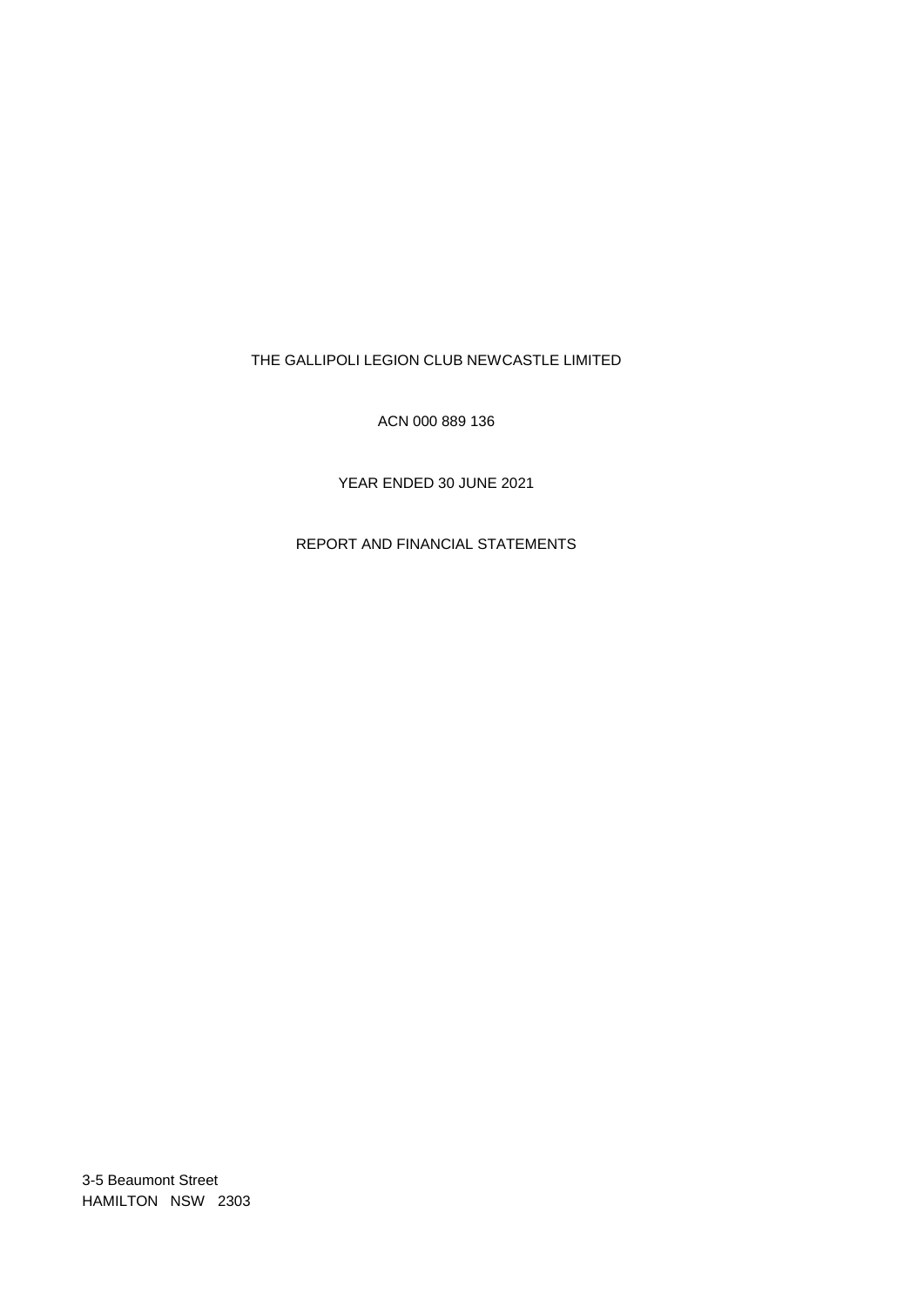# THE GALLIPOLI LEGION CLUB NEWCASTLE LIMITED

ACN 000 889 136

YEAR ENDED 30 JUNE 2021

REPORT AND FINANCIAL STATEMENTS

3-5 Beaumont Street
HAMILTON NSW 2303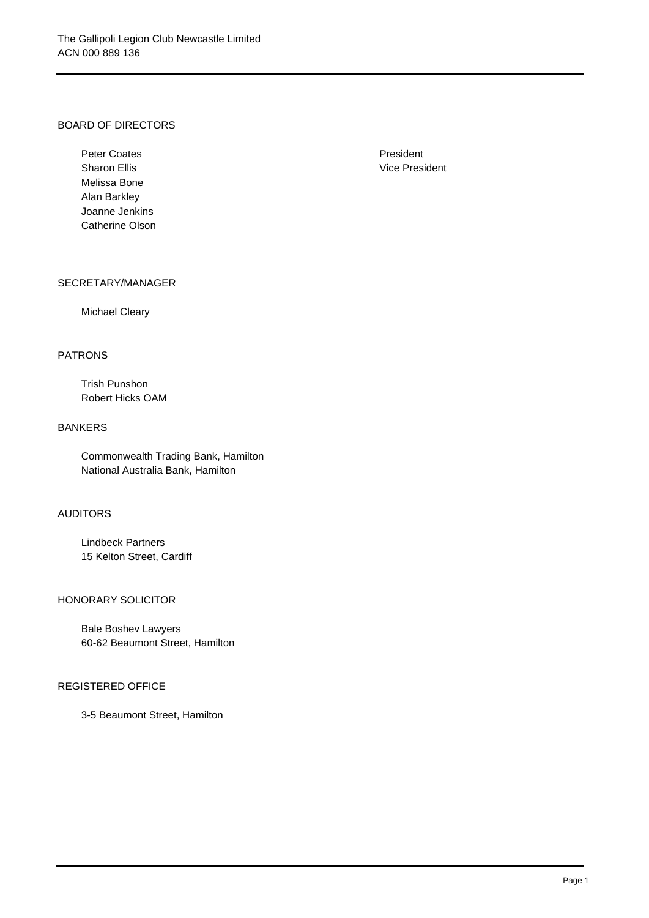The Gallipoli Legion Club Newcastle Limited
ACN 000 889 136

## BOARD OF DIRECTORS

| | |
|---|---|
| Peter Coates | President |
| Sharon Ellis | Vice President |
| Melissa Bone | |
| Alan Barkley | |
| Joanne Jenkins | |
| Catherine Olson | |

## SECRETARY/MANAGER

Michael Cleary

## PATRONS

Trish Punshon
Robert Hicks OAM

## BANKERS

Commonwealth Trading Bank, Hamilton
National Australia Bank, Hamilton

## AUDITORS

Lindbeck Partners
15 Kelton Street, Cardiff

## HONORARY SOLICITOR

Bale Boshev Lawyers
60-62 Beaumont Street, Hamilton

## REGISTERED OFFICE

3-5 Beaumont Street, Hamilton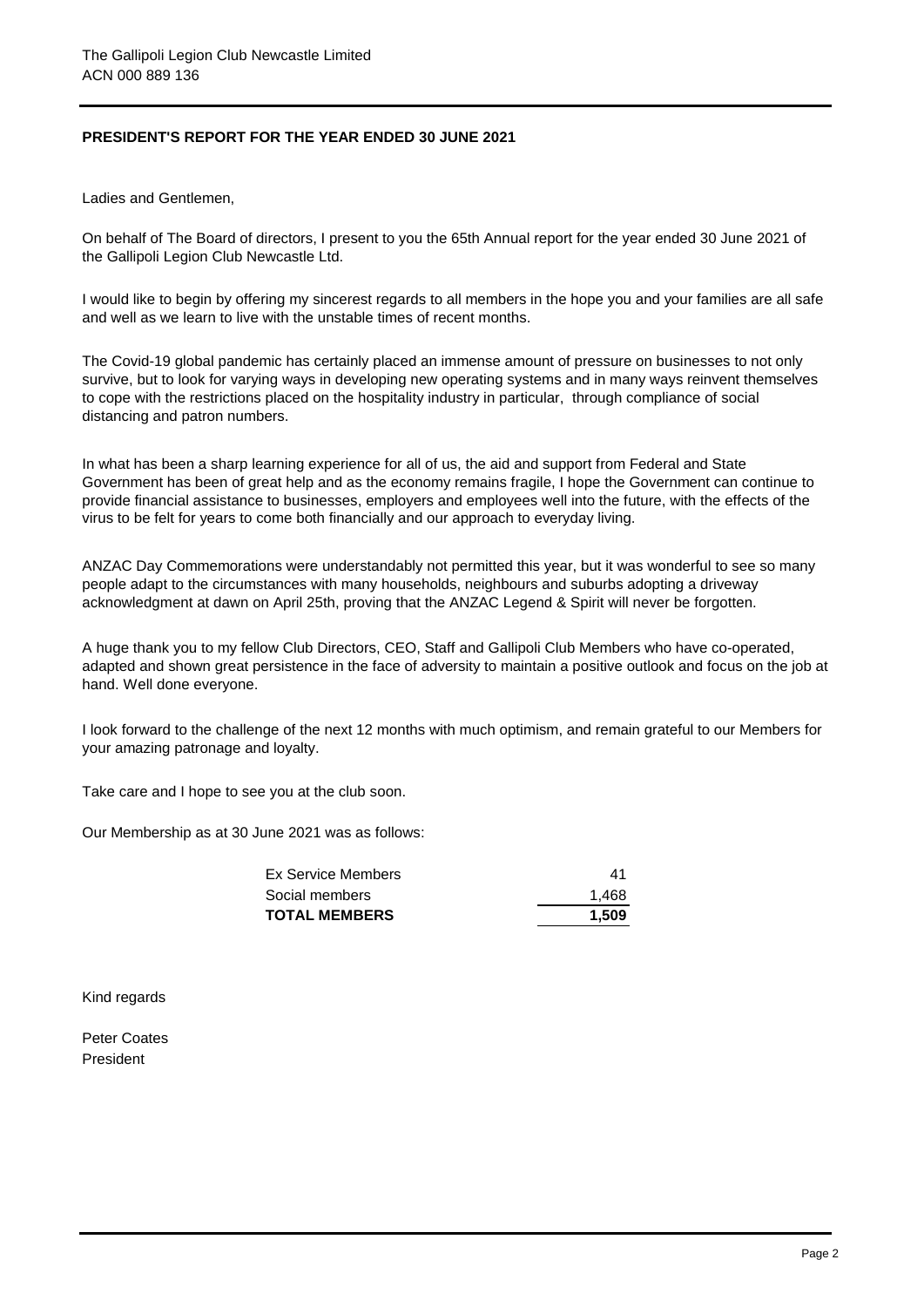The Gallipoli Legion Club Newcastle Limited
ACN 000 889 136

**PRESIDENT'S REPORT FOR THE YEAR ENDED 30 JUNE 2021**

Ladies and Gentlemen,

On behalf of The Board of directors, I present to you the 65th Annual report for the year ended 30 June 2021 of the Gallipoli Legion Club Newcastle Ltd.

I would like to begin by offering my sincerest regards to all members in the hope you and your families are all safe and well as we learn to live with the unstable times of recent months.

The Covid-19 global pandemic has certainly placed an immense amount of pressure on businesses to not only survive, but to look for varying ways in developing new operating systems and in many ways reinvent themselves to cope with the restrictions placed on the hospitality industry in particular, through compliance of social distancing and patron numbers.

In what has been a sharp learning experience for all of us, the aid and support from Federal and State Government has been of great help and as the economy remains fragile, I hope the Government can continue to provide financial assistance to businesses, employers and employees well into the future, with the effects of the virus to be felt for years to come both financially and our approach to everyday living.

ANZAC Day Commemorations were understandably not permitted this year, but it was wonderful to see so many people adapt to the circumstances with many households, neighbours and suburbs adopting a driveway acknowledgment at dawn on April 25th, proving that the ANZAC Legend & Spirit will never be forgotten.

A huge thank you to my fellow Club Directors, CEO, Staff and Gallipoli Club Members who have co-operated, adapted and shown great persistence in the face of adversity to maintain a positive outlook and focus on the job at hand. Well done everyone.

I look forward to the challenge of the next 12 months with much optimism, and remain grateful to our Members for your amazing patronage and loyalty.

Take care and I hope to see you at the club soon.

Our Membership as at 30 June 2021 was as follows:

| | |
|---|---|
| Ex Service Members | 41 |
| Social members | 1,468 |
| **TOTAL MEMBERS** | **1,509** |

Kind regards

Peter Coates
President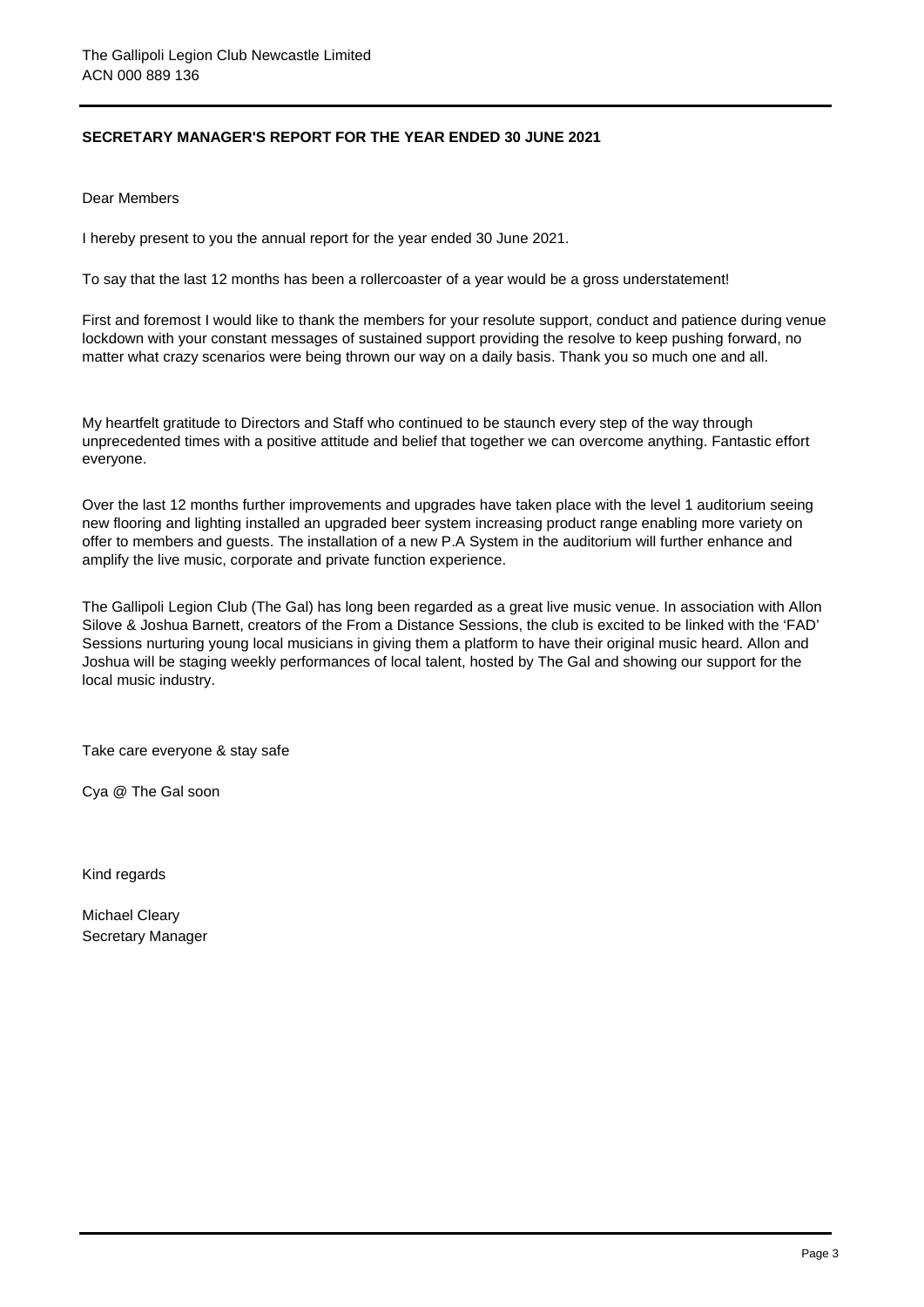The Gallipoli Legion Club Newcastle Limited
ACN 000 889 136

## SECRETARY MANAGER'S REPORT FOR THE YEAR ENDED 30 JUNE 2021

Dear Members

I hereby present to you the annual report for the year ended 30 June 2021.

To say that the last 12 months has been a rollercoaster of a year would be a gross understatement!

First and foremost I would like to thank the members for your resolute support, conduct and patience during venue lockdown with your constant messages of sustained support providing the resolve to keep pushing forward, no matter what crazy scenarios were being thrown our way on a daily basis. Thank you so much one and all.

My heartfelt gratitude to Directors and Staff who continued to be staunch every step of the way through unprecedented times with a positive attitude and belief that together we can overcome anything. Fantastic effort everyone.

Over the last 12 months further improvements and upgrades have taken place with the level 1 auditorium seeing new flooring and lighting installed an upgraded beer system increasing product range enabling more variety on offer to members and guests. The installation of a new P.A System in the auditorium will further enhance and amplify the live music, corporate and private function experience.

The Gallipoli Legion Club (The Gal) has long been regarded as a great live music venue. In association with Allon Silove & Joshua Barnett, creators of the From a Distance Sessions, the club is excited to be linked with the 'FAD' Sessions nurturing young local musicians in giving them a platform to have their original music heard. Allon and Joshua will be staging weekly performances of local talent, hosted by The Gal and showing our support for the local music industry.

Take care everyone & stay safe

Cya @ The Gal soon

Kind regards

Michael Cleary
Secretary Manager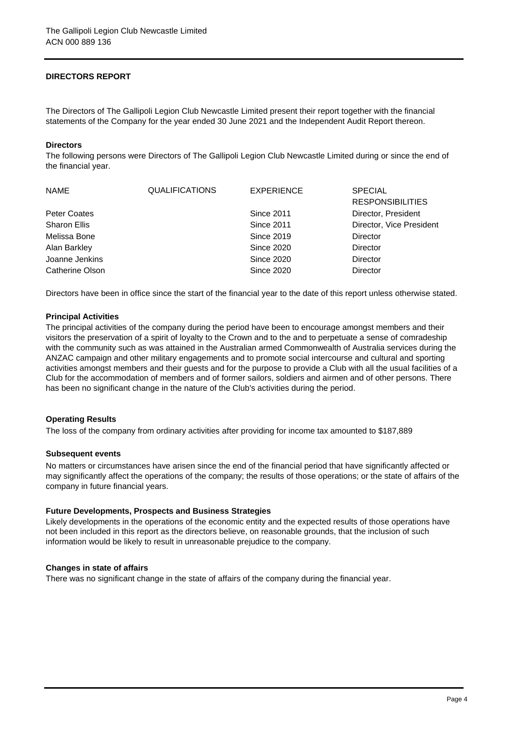The Gallipoli Legion Club Newcastle Limited
ACN 000 889 136

## DIRECTORS REPORT

The Directors of The Gallipoli Legion Club Newcastle Limited present their report together with the financial statements of the Company for the year ended 30 June 2021 and the Independent Audit Report thereon.

### Directors

The following persons were Directors of The Gallipoli Legion Club Newcastle Limited during or since the end of the financial year.

| NAME | QUALIFICATIONS | EXPERIENCE | SPECIAL RESPONSIBILITIES |
|---|---|---|---|
| Peter Coates | | Since 2011 | Director, President |
| Sharon Ellis | | Since 2011 | Director, Vice President |
| Melissa Bone | | Since 2019 | Director |
| Alan Barkley | | Since 2020 | Director |
| Joanne Jenkins | | Since 2020 | Director |
| Catherine Olson | | Since 2020 | Director |

Directors have been in office since the start of the financial year to the date of this report unless otherwise stated.

### Principal Activities

The principal activities of the company during the period have been to encourage amongst members and their visitors the preservation of a spirit of loyalty to the Crown and to the and to perpetuate a sense of comradeship with the community such as was attained in the Australian armed Commonwealth of Australia services during the ANZAC campaign and other military engagements and to promote social intercourse and cultural and sporting activities amongst members and their guests and for the purpose to provide a Club with all the usual facilities of a Club for the accommodation of members and of former sailors, soldiers and airmen and of other persons. There has been no significant change in the nature of the Club's activities during the period.

### Operating Results

The loss of the company from ordinary activities after providing for income tax amounted to $187,889

### Subsequent events

No matters or circumstances have arisen since the end of the financial period that have significantly affected or may significantly affect the operations of the company; the results of those operations; or the state of affairs of the company in future financial years.

### Future Developments, Prospects and Business Strategies

Likely developments in the operations of the economic entity and the expected results of those operations have not been included in this report as the directors believe, on reasonable grounds, that the inclusion of such information would be likely to result in unreasonable prejudice to the company.

### Changes in state of affairs

There was no significant change in the state of affairs of the company during the financial year.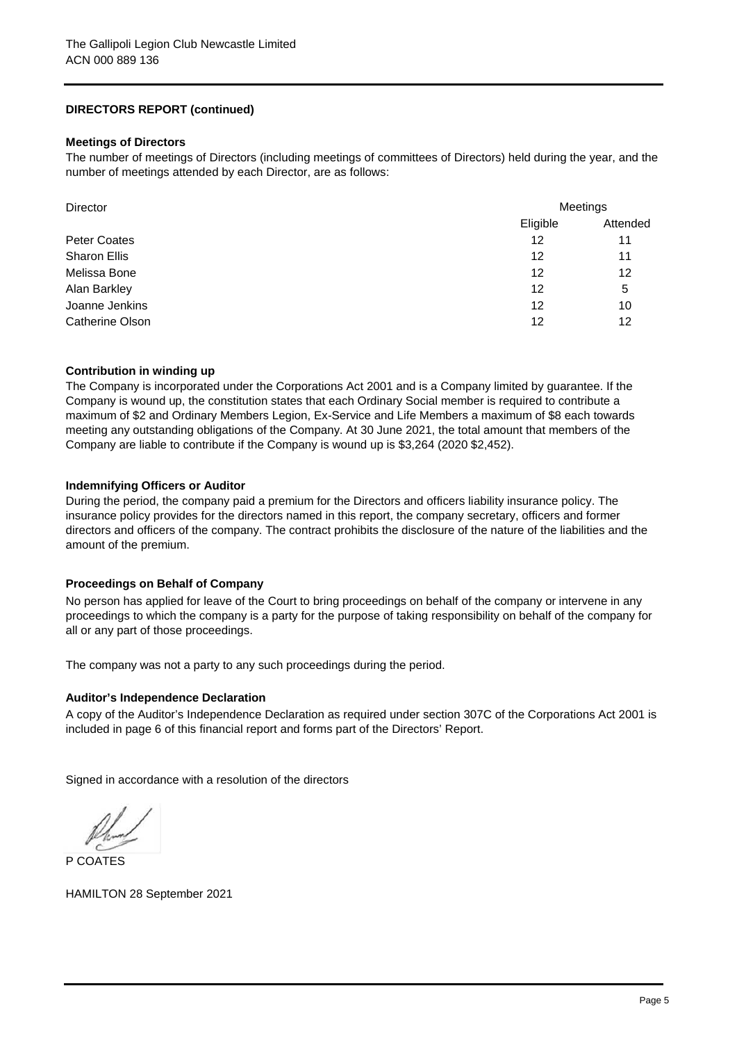The Gallipoli Legion Club Newcastle Limited
ACN 000 889 136

## DIRECTORS REPORT (continued)

### Meetings of Directors

The number of meetings of Directors (including meetings of committees of Directors) held during the year, and the number of meetings attended by each Director, are as follows:

| Director | Meetings | |
|---|---|---|
| | Eligible | Attended |
| Peter Coates | 12 | 11 |
| Sharon Ellis | 12 | 11 |
| Melissa Bone | 12 | 12 |
| Alan Barkley | 12 | 5 |
| Joanne Jenkins | 12 | 10 |
| Catherine Olson | 12 | 12 |

### Contribution in winding up

The Company is incorporated under the Corporations Act 2001 and is a Company limited by guarantee. If the Company is wound up, the constitution states that each Ordinary Social member is required to contribute a maximum of $2 and Ordinary Members Legion, Ex-Service and Life Members a maximum of $8 each towards meeting any outstanding obligations of the Company. At 30 June 2021, the total amount that members of the Company are liable to contribute if the Company is wound up is $3,264 (2020 $2,452).

### Indemnifying Officers or Auditor

During the period, the company paid a premium for the Directors and officers liability insurance policy. The insurance policy provides for the directors named in this report, the company secretary, officers and former directors and officers of the company. The contract prohibits the disclosure of the nature of the liabilities and the amount of the premium.

### Proceedings on Behalf of Company

No person has applied for leave of the Court to bring proceedings on behalf of the company or intervene in any proceedings to which the company is a party for the purpose of taking responsibility on behalf of the company for all or any part of those proceedings.

The company was not a party to any such proceedings during the period.

### Auditor's Independence Declaration

A copy of the Auditor's Independence Declaration as required under section 307C of the Corporations Act 2001 is included in page 6 of this financial report and forms part of the Directors' Report.

Signed in accordance with a resolution of the directors

P COATES

HAMILTON 28 September 2021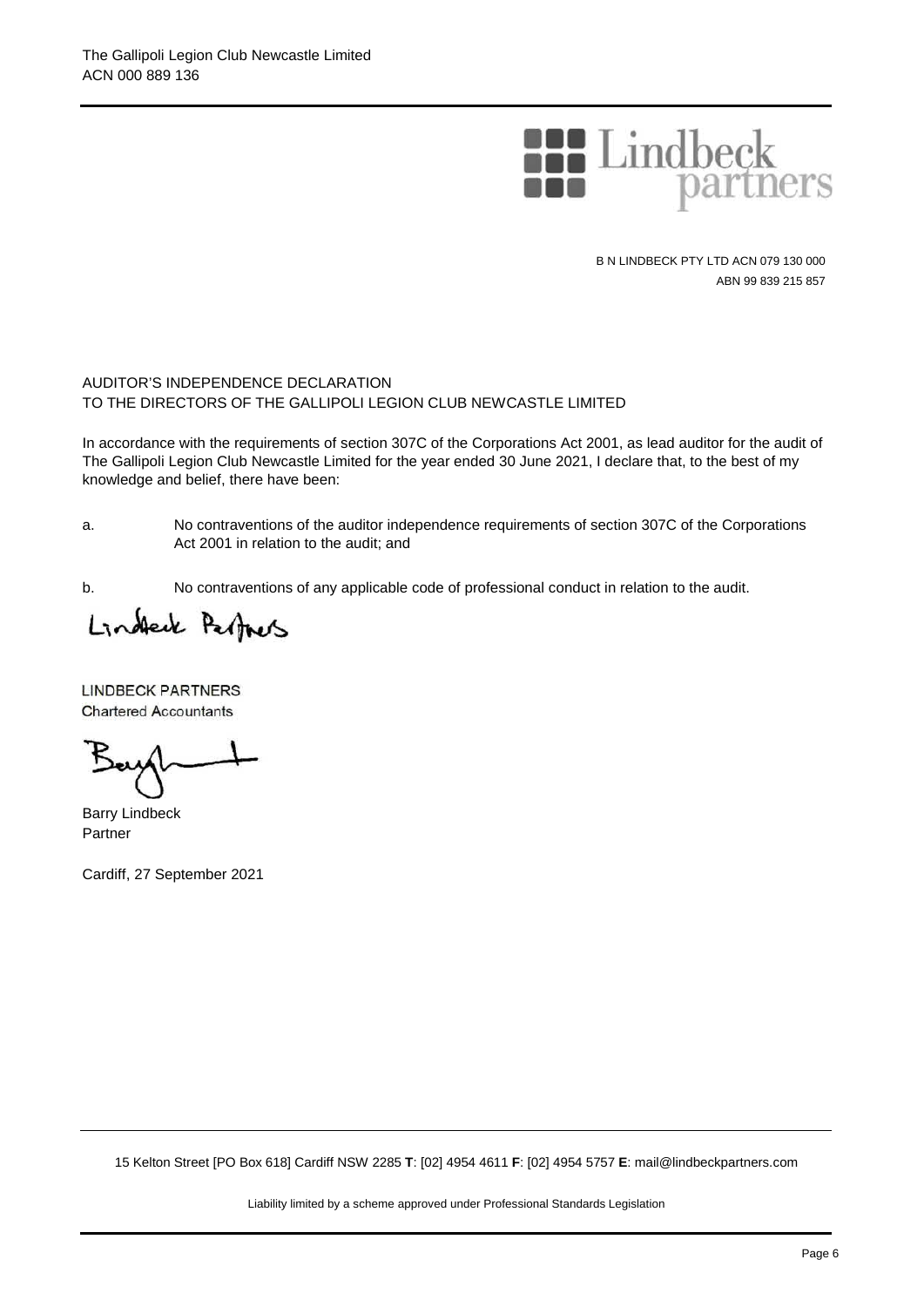Lindbeck partners

B N LINDBECK PTY LTD ACN 079 130 000
ABN 99 839 215 857

AUDITOR'S INDEPENDENCE DECLARATION
TO THE DIRECTORS OF THE GALLIPOLI LEGION CLUB NEWCASTLE LIMITED

In accordance with the requirements of section 307C of the Corporations Act 2001, as lead auditor for the audit of The Gallipoli Legion Club Newcastle Limited for the year ended 30 June 2021, I declare that, to the best of my knowledge and belief, there have been:

a. No contraventions of the auditor independence requirements of section 307C of the Corporations Act 2001 in relation to the audit; and

b. No contraventions of any applicable code of professional conduct in relation to the audit.

LINDBECK PARTNERS
Chartered Accountants

Barry Lindbeck
Partner

Cardiff, 27 September 2021

15 Kelton Street [PO Box 618] Cardiff NSW 2285 **T**: [02] 4954 4611 **F**: [02] 4954 5757 **E**: mail@lindbeckpartners.com

Liability limited by a scheme approved under Professional Standards Legislation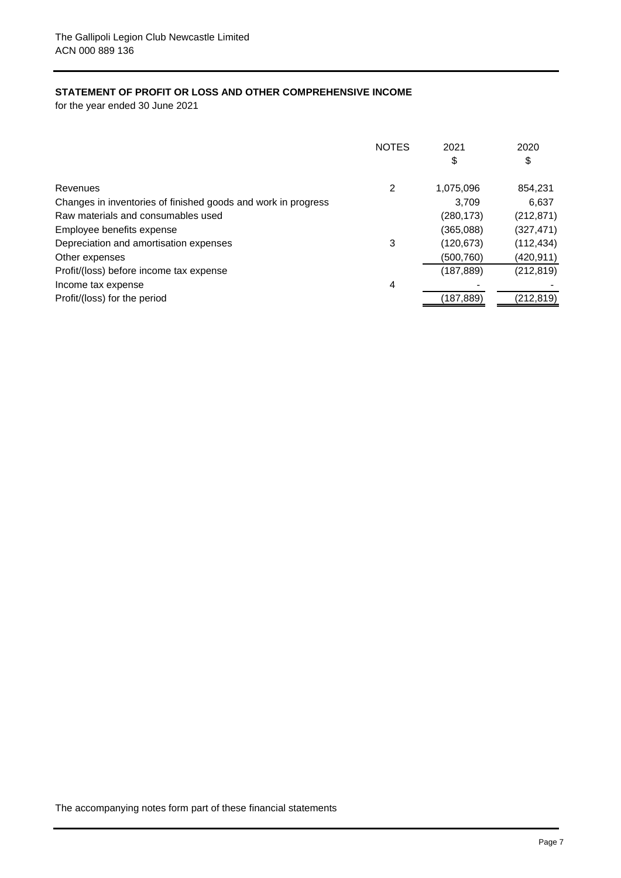The Gallipoli Legion Club Newcastle Limited
ACN 000 889 136

## STATEMENT OF PROFIT OR LOSS AND OTHER COMPREHENSIVE INCOME

for the year ended 30 June 2021

| | NOTES | 2021<br>$ | 2020<br>$ |
|---|---|---|---|
| Revenues | 2 | 1,075,096 | 854,231 |
| Changes in inventories of finished goods and work in progress | | 3,709 | 6,637 |
| Raw materials and consumables used | | (280,173) | (212,871) |
| Employee benefits expense | | (365,088) | (327,471) |
| Depreciation and amortisation expenses | 3 | (120,673) | (112,434) |
| Other expenses | | (500,760) | (420,911) |
| Profit/(loss) before income tax expense | | (187,889) | (212,819) |
| Income tax expense | 4 | - | - |
| Profit/(loss) for the period | | (187,889) | (212,819) |

The accompanying notes form part of these financial statements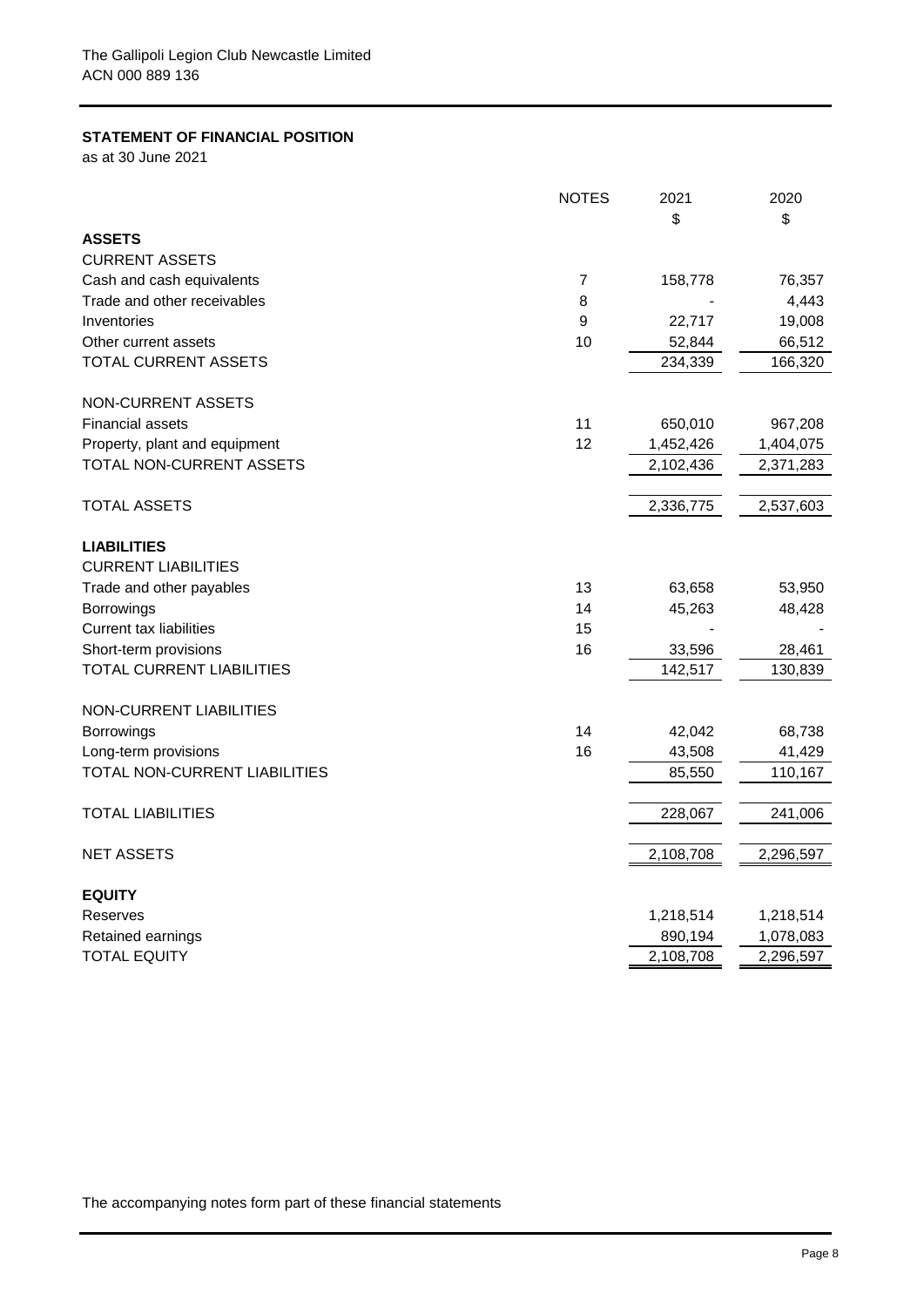The Gallipoli Legion Club Newcastle Limited
ACN 000 889 136

## STATEMENT OF FINANCIAL POSITION

as at 30 June 2021

| | NOTES | 2021 | 2020 |
|---|---|---|---|
| | | $ | $ |
| **ASSETS** | | | |
| CURRENT ASSETS | | | |
| Cash and cash equivalents | 7 | 158,778 | 76,357 |
| Trade and other receivables | 8 | - | 4,443 |
| Inventories | 9 | 22,717 | 19,008 |
| Other current assets | 10 | 52,844 | 66,512 |
| TOTAL CURRENT ASSETS | | 234,339 | 166,320 |
| NON-CURRENT ASSETS | | | |
| Financial assets | 11 | 650,010 | 967,208 |
| Property, plant and equipment | 12 | 1,452,426 | 1,404,075 |
| TOTAL NON-CURRENT ASSETS | | 2,102,436 | 2,371,283 |
| TOTAL ASSETS | | 2,336,775 | 2,537,603 |
| **LIABILITIES** | | | |
| CURRENT LIABILITIES | | | |
| Trade and other payables | 13 | 63,658 | 53,950 |
| Borrowings | 14 | 45,263 | 48,428 |
| Current tax liabilities | 15 | - | - |
| Short-term provisions | 16 | 33,596 | 28,461 |
| TOTAL CURRENT LIABILITIES | | 142,517 | 130,839 |
| NON-CURRENT LIABILITIES | | | |
| Borrowings | 14 | 42,042 | 68,738 |
| Long-term provisions | 16 | 43,508 | 41,429 |
| TOTAL NON-CURRENT LIABILITIES | | 85,550 | 110,167 |
| TOTAL LIABILITIES | | 228,067 | 241,006 |
| NET ASSETS | | 2,108,708 | 2,296,597 |
| **EQUITY** | | | |
| Reserves | | 1,218,514 | 1,218,514 |
| Retained earnings | | 890,194 | 1,078,083 |
| TOTAL EQUITY | | 2,108,708 | 2,296,597 |

The accompanying notes form part of these financial statements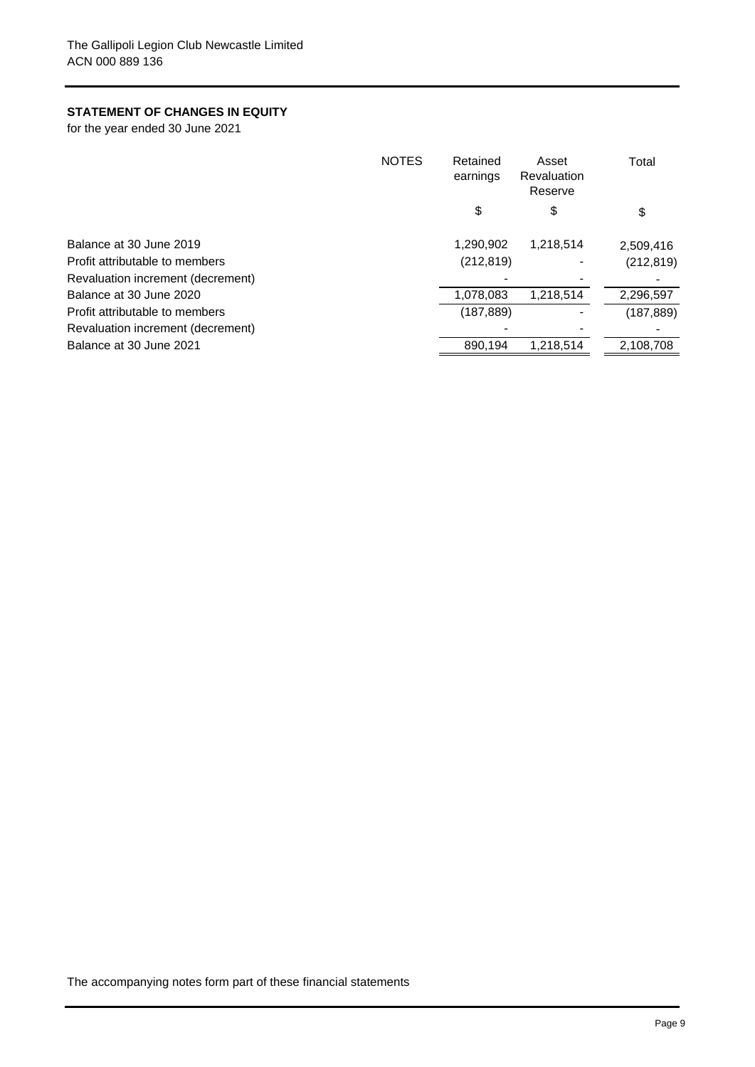The Gallipoli Legion Club Newcastle Limited
ACN 000 889 136

## STATEMENT OF CHANGES IN EQUITY

for the year ended 30 June 2021

| | NOTES | Retained earnings | Asset Revaluation Reserve | Total |
|---|---|---|---|---|
| | | $ | $ | $ |
| Balance at 30 June 2019 | | 1,290,902 | 1,218,514 | 2,509,416 |
| Profit attributable to members | | (212,819) | - | (212,819) |
| Revaluation increment (decrement) | | - | - | - |
| Balance at 30 June 2020 | | 1,078,083 | 1,218,514 | 2,296,597 |
| Profit attributable to members | | (187,889) | - | (187,889) |
| Revaluation increment (decrement) | | - | - | - |
| Balance at 30 June 2021 | | 890,194 | 1,218,514 | 2,108,708 |

The accompanying notes form part of these financial statements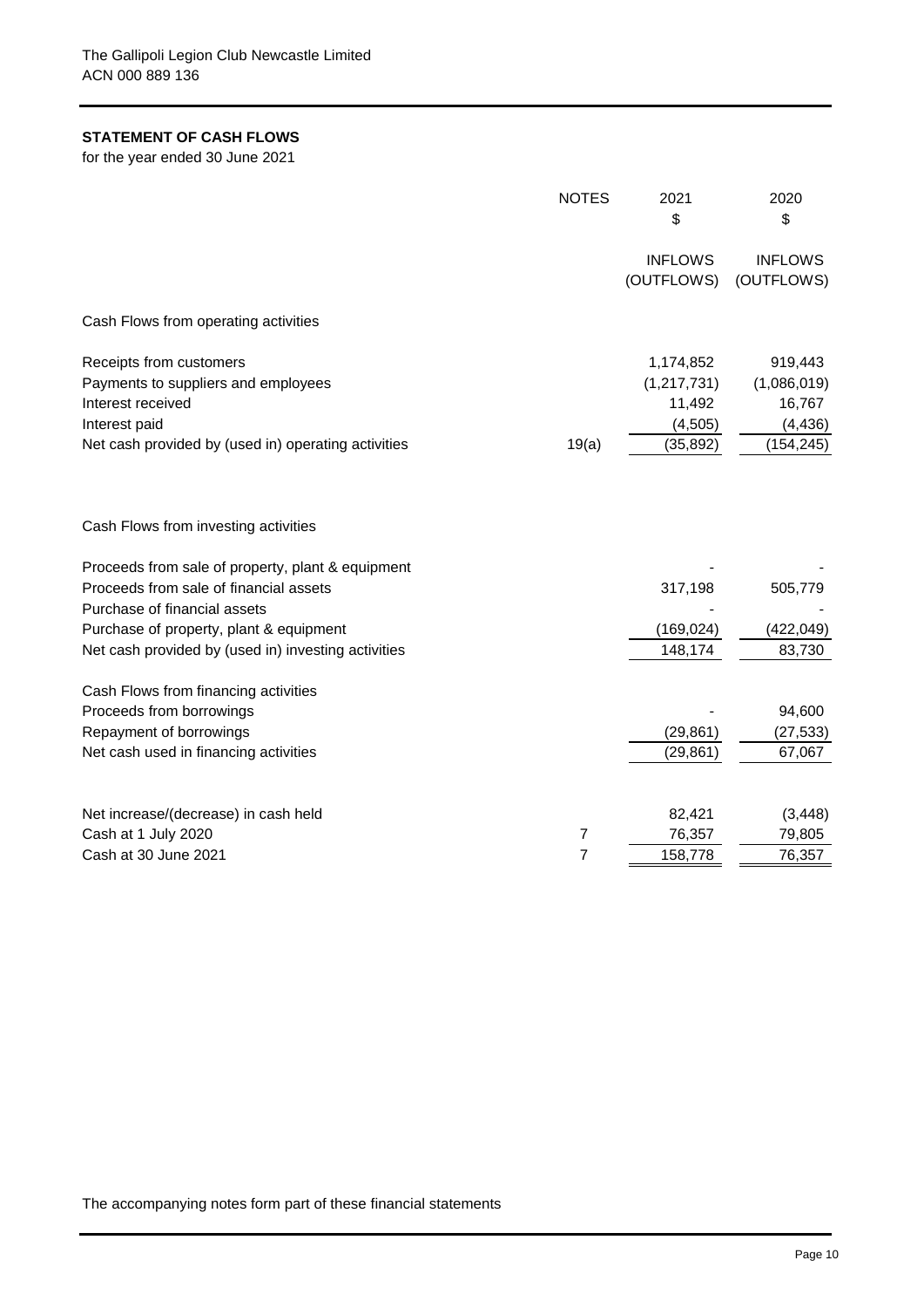The Gallipoli Legion Club Newcastle Limited
ACN 000 889 136

## STATEMENT OF CASH FLOWS

for the year ended 30 June 2021

| | NOTES | 2021<br>$ | 2020<br>$ |
|---|---|---|---|
| | | INFLOWS<br>(OUTFLOWS) | INFLOWS<br>(OUTFLOWS) |
| Cash Flows from operating activities | | | |
| Receipts from customers | | 1,174,852 | 919,443 |
| Payments to suppliers and employees | | (1,217,731) | (1,086,019) |
| Interest received | | 11,492 | 16,767 |
| Interest paid | | (4,505) | (4,436) |
| Net cash provided by (used in) operating activities | 19(a) | (35,892) | (154,245) |
| Cash Flows from investing activities | | | |
| Proceeds from sale of property, plant & equipment | | - | - |
| Proceeds from sale of financial assets | | 317,198 | 505,779 |
| Purchase of financial assets | | - | - |
| Purchase of property, plant & equipment | | (169,024) | (422,049) |
| Net cash provided by (used in) investing activities | | 148,174 | 83,730 |
| Cash Flows from financing activities | | | |
| Proceeds from borrowings | | - | 94,600 |
| Repayment of borrowings | | (29,861) | (27,533) |
| Net cash used in financing activities | | (29,861) | 67,067 |
| Net increase/(decrease) in cash held | | 82,421 | (3,448) |
| Cash at 1 July 2020 | 7 | 76,357 | 79,805 |
| Cash at 30 June 2021 | 7 | 158,778 | 76,357 |

The accompanying notes form part of these financial statements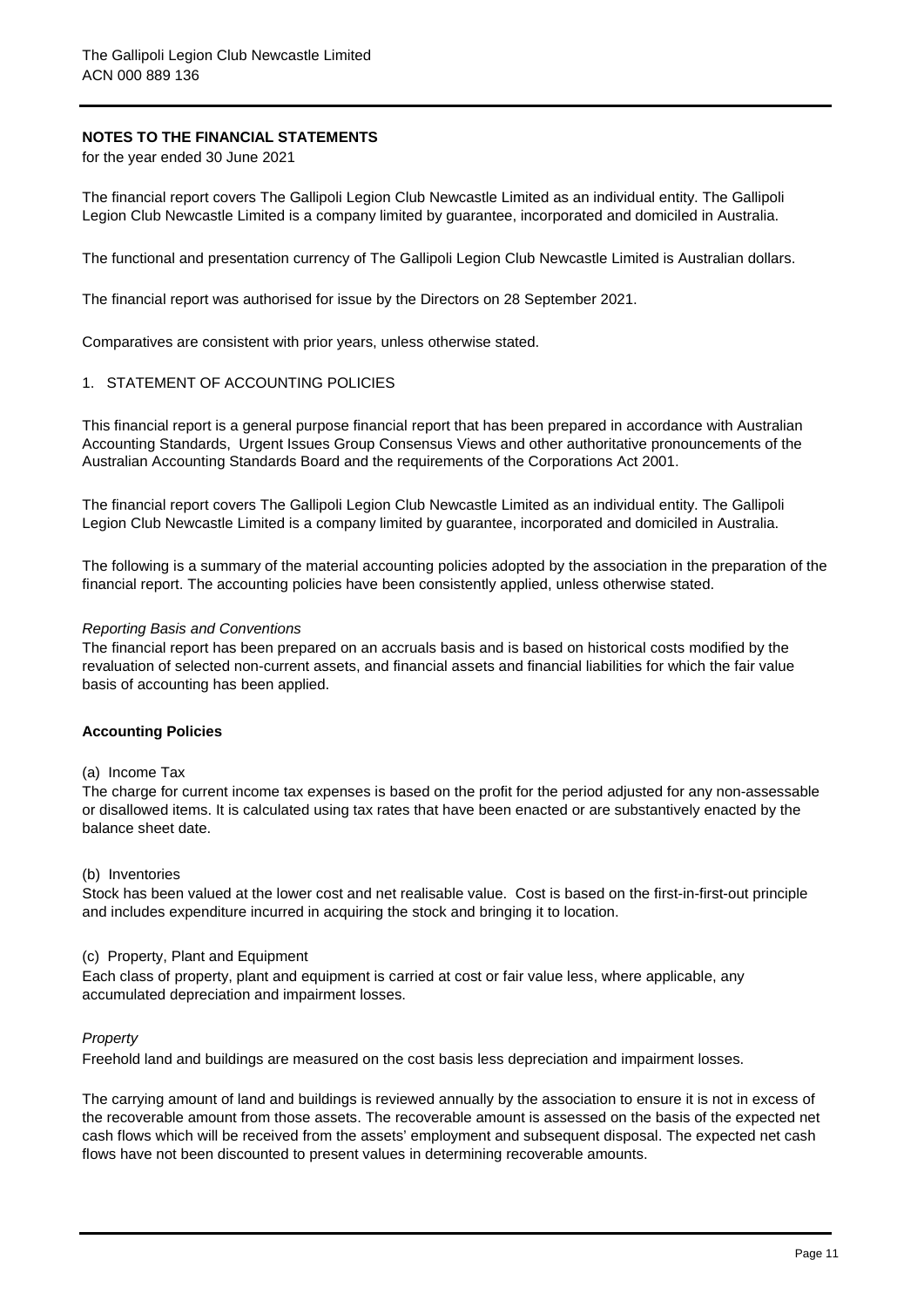The Gallipoli Legion Club Newcastle Limited
ACN 000 889 136

## NOTES TO THE FINANCIAL STATEMENTS

for the year ended 30 June 2021

The financial report covers The Gallipoli Legion Club Newcastle Limited as an individual entity. The Gallipoli Legion Club Newcastle Limited is a company limited by guarantee, incorporated and domiciled in Australia.

The functional and presentation currency of The Gallipoli Legion Club Newcastle Limited is Australian dollars.

The financial report was authorised for issue by the Directors on 28 September 2021.

Comparatives are consistent with prior years, unless otherwise stated.

### 1. STATEMENT OF ACCOUNTING POLICIES

This financial report is a general purpose financial report that has been prepared in accordance with Australian Accounting Standards, Urgent Issues Group Consensus Views and other authoritative pronouncements of the Australian Accounting Standards Board and the requirements of the Corporations Act 2001.

The financial report covers The Gallipoli Legion Club Newcastle Limited as an individual entity. The Gallipoli Legion Club Newcastle Limited is a company limited by guarantee, incorporated and domiciled in Australia.

The following is a summary of the material accounting policies adopted by the association in the preparation of the financial report. The accounting policies have been consistently applied, unless otherwise stated.

*Reporting Basis and Conventions*
The financial report has been prepared on an accruals basis and is based on historical costs modified by the revaluation of selected non-current assets, and financial assets and financial liabilities for which the fair value basis of accounting has been applied.

**Accounting Policies**

(a) Income Tax
The charge for current income tax expenses is based on the profit for the period adjusted for any non-assessable or disallowed items. It is calculated using tax rates that have been enacted or are substantively enacted by the balance sheet date.

(b) Inventories
Stock has been valued at the lower cost and net realisable value. Cost is based on the first-in-first-out principle and includes expenditure incurred in acquiring the stock and bringing it to location.

(c) Property, Plant and Equipment
Each class of property, plant and equipment is carried at cost or fair value less, where applicable, any accumulated depreciation and impairment losses.

*Property*
Freehold land and buildings are measured on the cost basis less depreciation and impairment losses.

The carrying amount of land and buildings is reviewed annually by the association to ensure it is not in excess of the recoverable amount from those assets. The recoverable amount is assessed on the basis of the expected net cash flows which will be received from the assets' employment and subsequent disposal. The expected net cash flows have not been discounted to present values in determining recoverable amounts.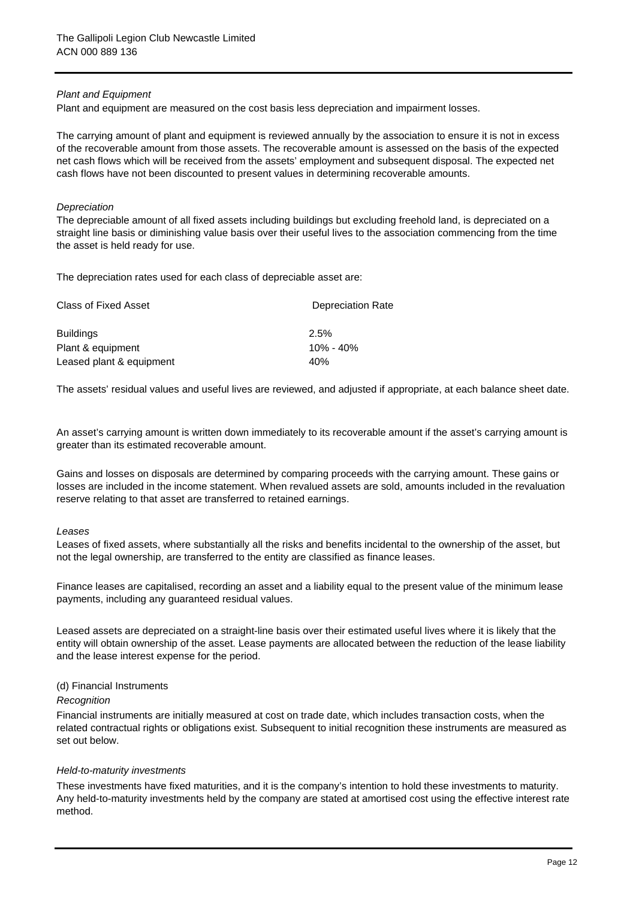*Plant and Equipment*

Plant and equipment are measured on the cost basis less depreciation and impairment losses.

The carrying amount of plant and equipment is reviewed annually by the association to ensure it is not in excess of the recoverable amount from those assets. The recoverable amount is assessed on the basis of the expected net cash flows which will be received from the assets' employment and subsequent disposal. The expected net cash flows have not been discounted to present values in determining recoverable amounts.

*Depreciation*

The depreciable amount of all fixed assets including buildings but excluding freehold land, is depreciated on a straight line basis or diminishing value basis over their useful lives to the association commencing from the time the asset is held ready for use.

The depreciation rates used for each class of depreciable asset are:

| Class of Fixed Asset | Depreciation Rate |
|---|---|
| Buildings | 2.5% |
| Plant & equipment | 10% - 40% |
| Leased plant & equipment | 40% |

The assets' residual values and useful lives are reviewed, and adjusted if appropriate, at each balance sheet date.

An asset's carrying amount is written down immediately to its recoverable amount if the asset's carrying amount is greater than its estimated recoverable amount.

Gains and losses on disposals are determined by comparing proceeds with the carrying amount. These gains or losses are included in the income statement. When revalued assets are sold, amounts included in the revaluation reserve relating to that asset are transferred to retained earnings.

*Leases*

Leases of fixed assets, where substantially all the risks and benefits incidental to the ownership of the asset, but not the legal ownership, are transferred to the entity are classified as finance leases.

Finance leases are capitalised, recording an asset and a liability equal to the present value of the minimum lease payments, including any guaranteed residual values.

Leased assets are depreciated on a straight-line basis over their estimated useful lives where it is likely that the entity will obtain ownership of the asset. Lease payments are allocated between the reduction of the lease liability and the lease interest expense for the period.

(d) Financial Instruments

*Recognition*

Financial instruments are initially measured at cost on trade date, which includes transaction costs, when the related contractual rights or obligations exist. Subsequent to initial recognition these instruments are measured as set out below.

*Held-to-maturity investments*

These investments have fixed maturities, and it is the company's intention to hold these investments to maturity. Any held-to-maturity investments held by the company are stated at amortised cost using the effective interest rate method.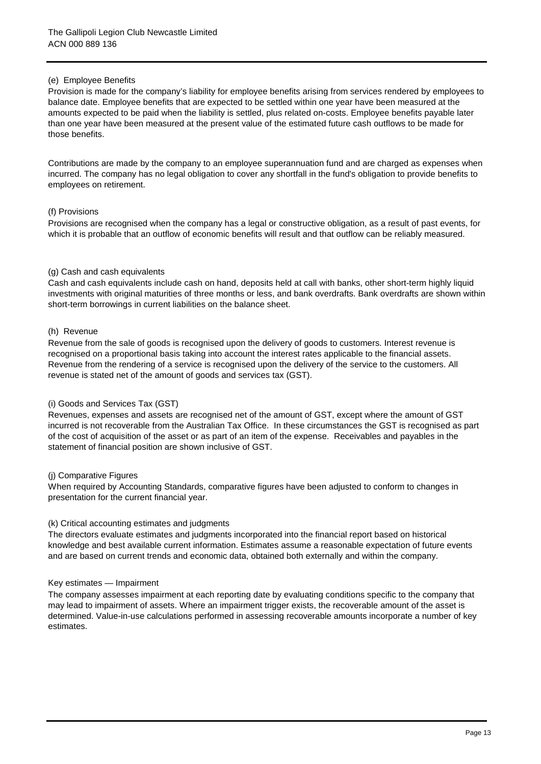### (e) Employee Benefits

Provision is made for the company's liability for employee benefits arising from services rendered by employees to balance date. Employee benefits that are expected to be settled within one year have been measured at the amounts expected to be paid when the liability is settled, plus related on-costs. Employee benefits payable later than one year have been measured at the present value of the estimated future cash outflows to be made for those benefits.

Contributions are made by the company to an employee superannuation fund and are charged as expenses when incurred. The company has no legal obligation to cover any shortfall in the fund's obligation to provide benefits to employees on retirement.

### (f) Provisions

Provisions are recognised when the company has a legal or constructive obligation, as a result of past events, for which it is probable that an outflow of economic benefits will result and that outflow can be reliably measured.

### (g) Cash and cash equivalents

Cash and cash equivalents include cash on hand, deposits held at call with banks, other short-term highly liquid investments with original maturities of three months or less, and bank overdrafts. Bank overdrafts are shown within short-term borrowings in current liabilities on the balance sheet.

### (h) Revenue

Revenue from the sale of goods is recognised upon the delivery of goods to customers. Interest revenue is recognised on a proportional basis taking into account the interest rates applicable to the financial assets. Revenue from the rendering of a service is recognised upon the delivery of the service to the customers. All revenue is stated net of the amount of goods and services tax (GST).

### (i) Goods and Services Tax (GST)

Revenues, expenses and assets are recognised net of the amount of GST, except where the amount of GST incurred is not recoverable from the Australian Tax Office. In these circumstances the GST is recognised as part of the cost of acquisition of the asset or as part of an item of the expense. Receivables and payables in the statement of financial position are shown inclusive of GST.

### (j) Comparative Figures

When required by Accounting Standards, comparative figures have been adjusted to conform to changes in presentation for the current financial year.

### (k) Critical accounting estimates and judgments

The directors evaluate estimates and judgments incorporated into the financial report based on historical knowledge and best available current information. Estimates assume a reasonable expectation of future events and are based on current trends and economic data, obtained both externally and within the company.

#### Key estimates — Impairment

The company assesses impairment at each reporting date by evaluating conditions specific to the company that may lead to impairment of assets. Where an impairment trigger exists, the recoverable amount of the asset is determined. Value-in-use calculations performed in assessing recoverable amounts incorporate a number of key estimates.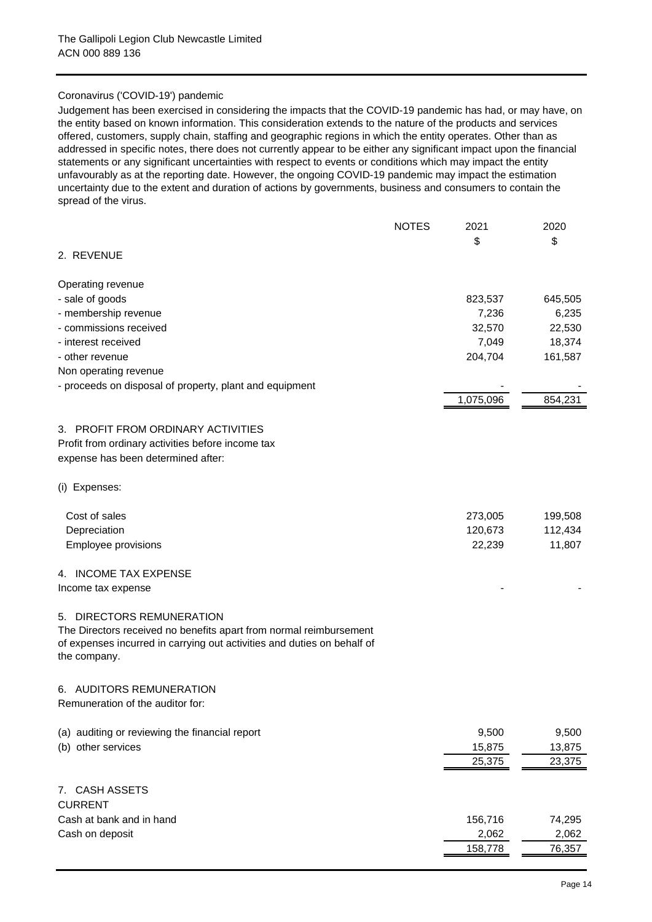Coronavirus ('COVID-19') pandemic

Judgement has been exercised in considering the impacts that the COVID-19 pandemic has had, or may have, on the entity based on known information. This consideration extends to the nature of the products and services offered, customers, supply chain, staffing and geographic regions in which the entity operates. Other than as addressed in specific notes, there does not currently appear to be either any significant impact upon the financial statements or any significant uncertainties with respect to events or conditions which may impact the entity unfavourably as at the reporting date. However, the ongoing COVID-19 pandemic may impact the estimation uncertainty due to the extent and duration of actions by governments, business and consumers to contain the spread of the virus.

| | NOTES | 2021 $ | 2020 $ |
|---|---|---|---|
| **2. REVENUE** | | | |
| Operating revenue | | | |
| - sale of goods | | 823,537 | 645,505 |
| - membership revenue | | 7,236 | 6,235 |
| - commissions received | | 32,570 | 22,530 |
| - interest received | | 7,049 | 18,374 |
| - other revenue | | 204,704 | 161,587 |
| Non operating revenue | | | |
| - proceeds on disposal of property, plant and equipment | | - | - |
| | | 1,075,096 | 854,231 |
| **3. PROFIT FROM ORDINARY ACTIVITIES** | | | |
| Profit from ordinary activities before income tax expense has been determined after: | | | |
| (i) Expenses: | | | |
| Cost of sales | | 273,005 | 199,508 |
| Depreciation | | 120,673 | 112,434 |
| Employee provisions | | 22,239 | 11,807 |
| **4. INCOME TAX EXPENSE** | | | |
| Income tax expense | | - | - |

**5. DIRECTORS REMUNERATION**

The Directors received no benefits apart from normal reimbursement of expenses incurred in carrying out activities and duties on behalf of the company.

| | 2021 $ | 2020 $ |
|---|---|---|
| **6. AUDITORS REMUNERATION** | | |
| Remuneration of the auditor for: | | |
| (a) auditing or reviewing the financial report | 9,500 | 9,500 |
| (b) other services | 15,875 | 13,875 |
| | 25,375 | 23,375 |
| **7. CASH ASSETS** | | |
| CURRENT | | |
| Cash at bank and in hand | 156,716 | 74,295 |
| Cash on deposit | 2,062 | 2,062 |
| | 158,778 | 76,357 |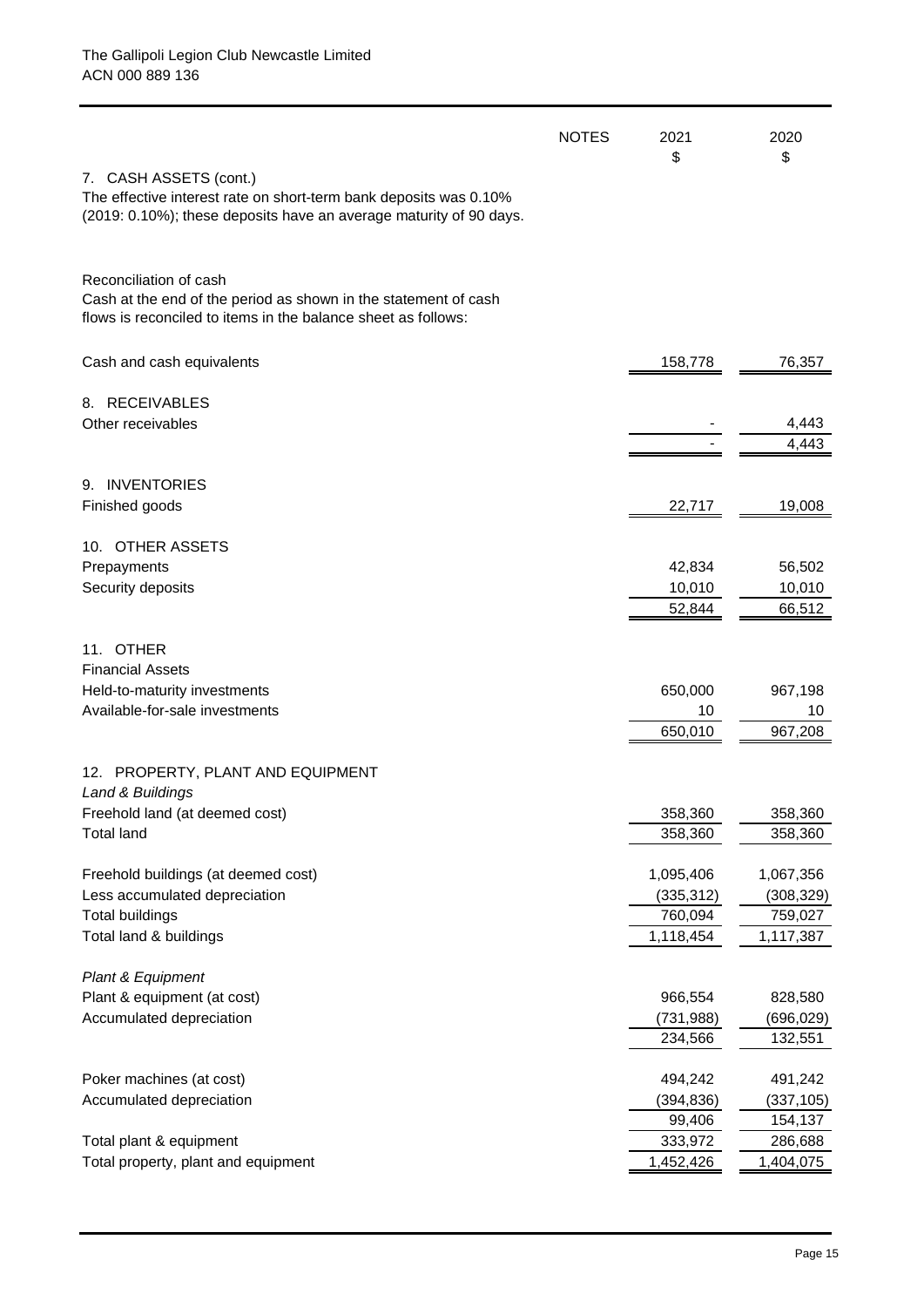The Gallipoli Legion Club Newcastle Limited
ACN 000 889 136

| | NOTES | 2021 $ | 2020 $ |
|---|---|---|---|
| **7. CASH ASSETS (cont.)** | | | |
| The effective interest rate on short-term bank deposits was 0.10% (2019: 0.10%); these deposits have an average maturity of 90 days. | | | |
| Reconciliation of cash | | | |
| Cash at the end of the period as shown in the statement of cash flows is reconciled to items in the balance sheet as follows: | | | |
| Cash and cash equivalents | | 158,778 | 76,357 |
| **8. RECEIVABLES** | | | |
| Other receivables | | - | 4,443 |
| | | - | 4,443 |
| **9. INVENTORIES** | | | |
| Finished goods | | 22,717 | 19,008 |
| **10. OTHER ASSETS** | | | |
| Prepayments | | 42,834 | 56,502 |
| Security deposits | | 10,010 | 10,010 |
| | | 52,844 | 66,512 |
| **11. OTHER** | | | |
| Financial Assets | | | |
| Held-to-maturity investments | | 650,000 | 967,198 |
| Available-for-sale investments | | 10 | 10 |
| | | 650,010 | 967,208 |
| **12. PROPERTY, PLANT AND EQUIPMENT** | | | |
| *Land & Buildings* | | | |
| Freehold land (at deemed cost) | | 358,360 | 358,360 |
| Total land | | 358,360 | 358,360 |
| Freehold buildings (at deemed cost) | | 1,095,406 | 1,067,356 |
| Less accumulated depreciation | | (335,312) | (308,329) |
| Total buildings | | 760,094 | 759,027 |
| Total land & buildings | | 1,118,454 | 1,117,387 |
| *Plant & Equipment* | | | |
| Plant & equipment (at cost) | | 966,554 | 828,580 |
| Accumulated depreciation | | (731,988) | (696,029) |
| | | 234,566 | 132,551 |
| Poker machines (at cost) | | 494,242 | 491,242 |
| Accumulated depreciation | | (394,836) | (337,105) |
| | | 99,406 | 154,137 |
| Total plant & equipment | | 333,972 | 286,688 |
| Total property, plant and equipment | | 1,452,426 | 1,404,075 |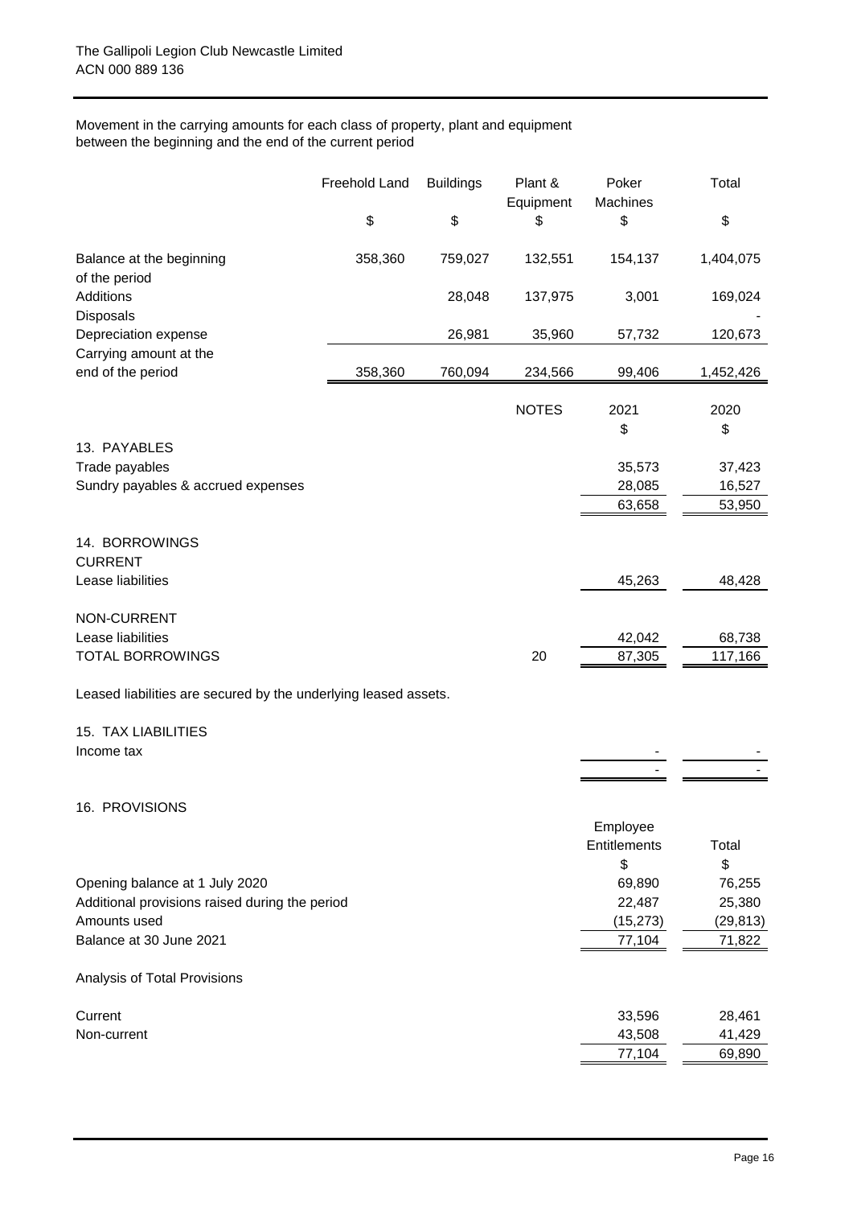Movement in the carrying amounts for each class of property, plant and equipment between the beginning and the end of the current period

| | Freehold Land | Buildings | Plant & Equipment | Poker Machines | Total |
|---|---|---|---|---|---|
| | $ | $ | $ | $ | $ |
| Balance at the beginning of the period | 358,360 | 759,027 | 132,551 | 154,137 | 1,404,075 |
| Additions | | 28,048 | 137,975 | 3,001 | 169,024 |
| Disposals | | | | | - |
| Depreciation expense | | 26,981 | 35,960 | 57,732 | 120,673 |
| Carrying amount at the end of the period | 358,360 | 760,094 | 234,566 | 99,406 | 1,452,426 |

| | NOTES | 2021 | 2020 |
|---|---|---|---|
| | | $ | $ |
| **13. PAYABLES** | | | |
| Trade payables | | 35,573 | 37,423 |
| Sundry payables & accrued expenses | | 28,085 | 16,527 |
| | | 63,658 | 53,950 |
| **14. BORROWINGS** | | | |
| CURRENT | | | |
| Lease liabilities | | 45,263 | 48,428 |
| NON-CURRENT | | | |
| Lease liabilities | | 42,042 | 68,738 |
| TOTAL BORROWINGS | 20 | 87,305 | 117,166 |

Leased liabilities are secured by the underlying leased assets.

| | | |
|---|---|---|
| **15. TAX LIABILITIES** | | |
| Income tax | - | - |
| | - | - |

## 16. PROVISIONS

| | Employee Entitlements | Total |
|---|---|---|
| | $ | $ |
| Opening balance at 1 July 2020 | 69,890 | 76,255 |
| Additional provisions raised during the period | 22,487 | 25,380 |
| Amounts used | (15,273) | (29,813) |
| Balance at 30 June 2021 | 77,104 | 71,822 |

Analysis of Total Provisions

| | | |
|---|---|---|
| Current | 33,596 | 28,461 |
| Non-current | 43,508 | 41,429 |
| | 77,104 | 69,890 |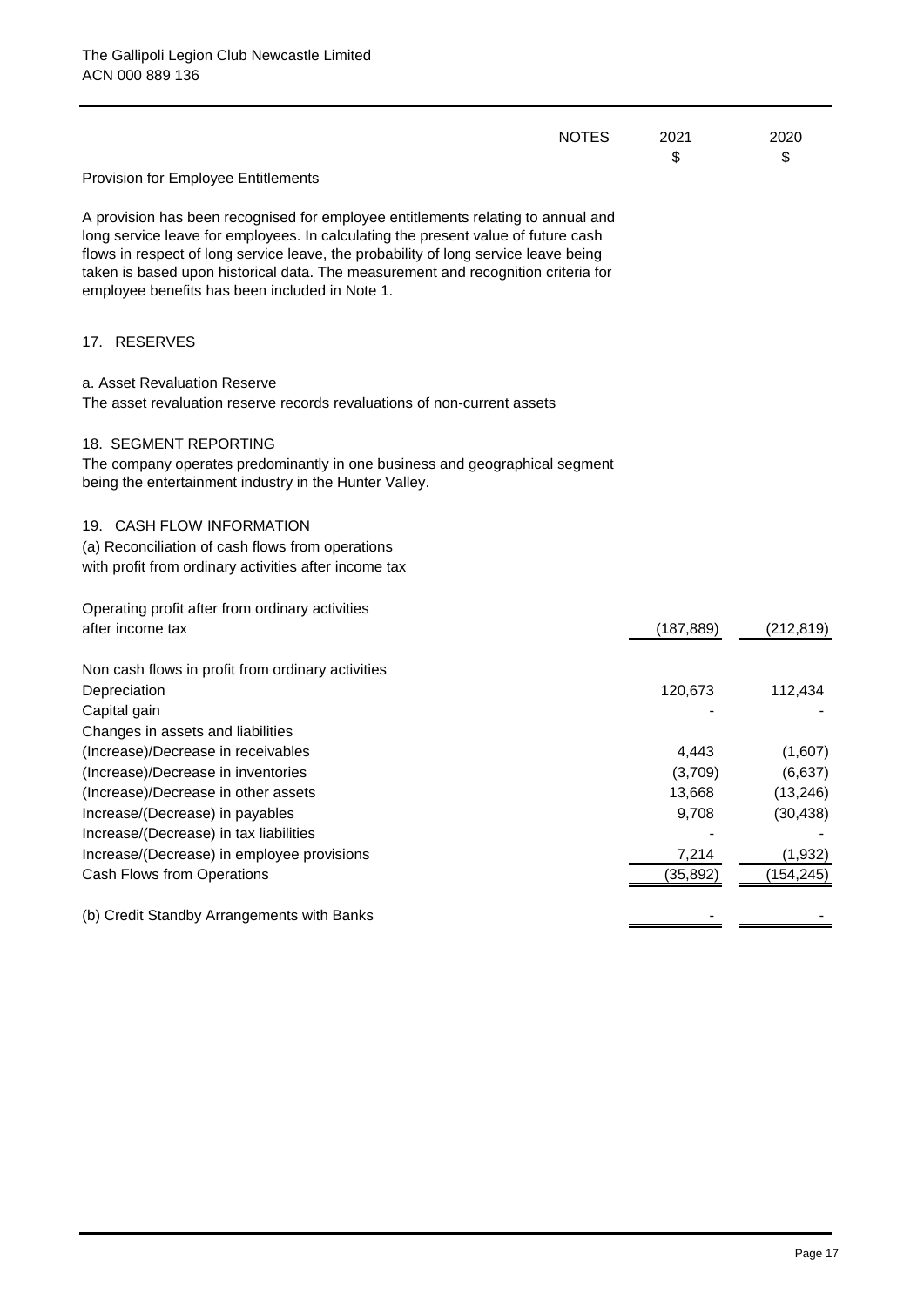The Gallipoli Legion Club Newcastle Limited
ACN 000 889 136

| | NOTES | 2021 $ | 2020 $ |
|---|---|---|---|

Provision for Employee Entitlements

A provision has been recognised for employee entitlements relating to annual and long service leave for employees. In calculating the present value of future cash flows in respect of long service leave, the probability of long service leave being taken is based upon historical data. The measurement and recognition criteria for employee benefits has been included in Note 1.

## 17. RESERVES

a. Asset Revaluation Reserve
The asset revaluation reserve records revaluations of non-current assets

## 18. SEGMENT REPORTING

The company operates predominantly in one business and geographical segment being the entertainment industry in the Hunter Valley.

## 19. CASH FLOW INFORMATION

(a) Reconciliation of cash flows from operations
with profit from ordinary activities after income tax

| | 2021 $ | 2020 $ |
|---|---|---|
| Operating profit after from ordinary activities after income tax | (187,889) | (212,819) |
| Non cash flows in profit from ordinary activities | | |
| Depreciation | 120,673 | 112,434 |
| Capital gain | - | - |
| Changes in assets and liabilities | | |
| (Increase)/Decrease in receivables | 4,443 | (1,607) |
| (Increase)/Decrease in inventories | (3,709) | (6,637) |
| (Increase)/Decrease in other assets | 13,668 | (13,246) |
| Increase/(Decrease) in payables | 9,708 | (30,438) |
| Increase/(Decrease) in tax liabilities | - | - |
| Increase/(Decrease) in employee provisions | 7,214 | (1,932) |
| Cash Flows from Operations | (35,892) | (154,245) |
| (b) Credit Standby Arrangements with Banks | - | - |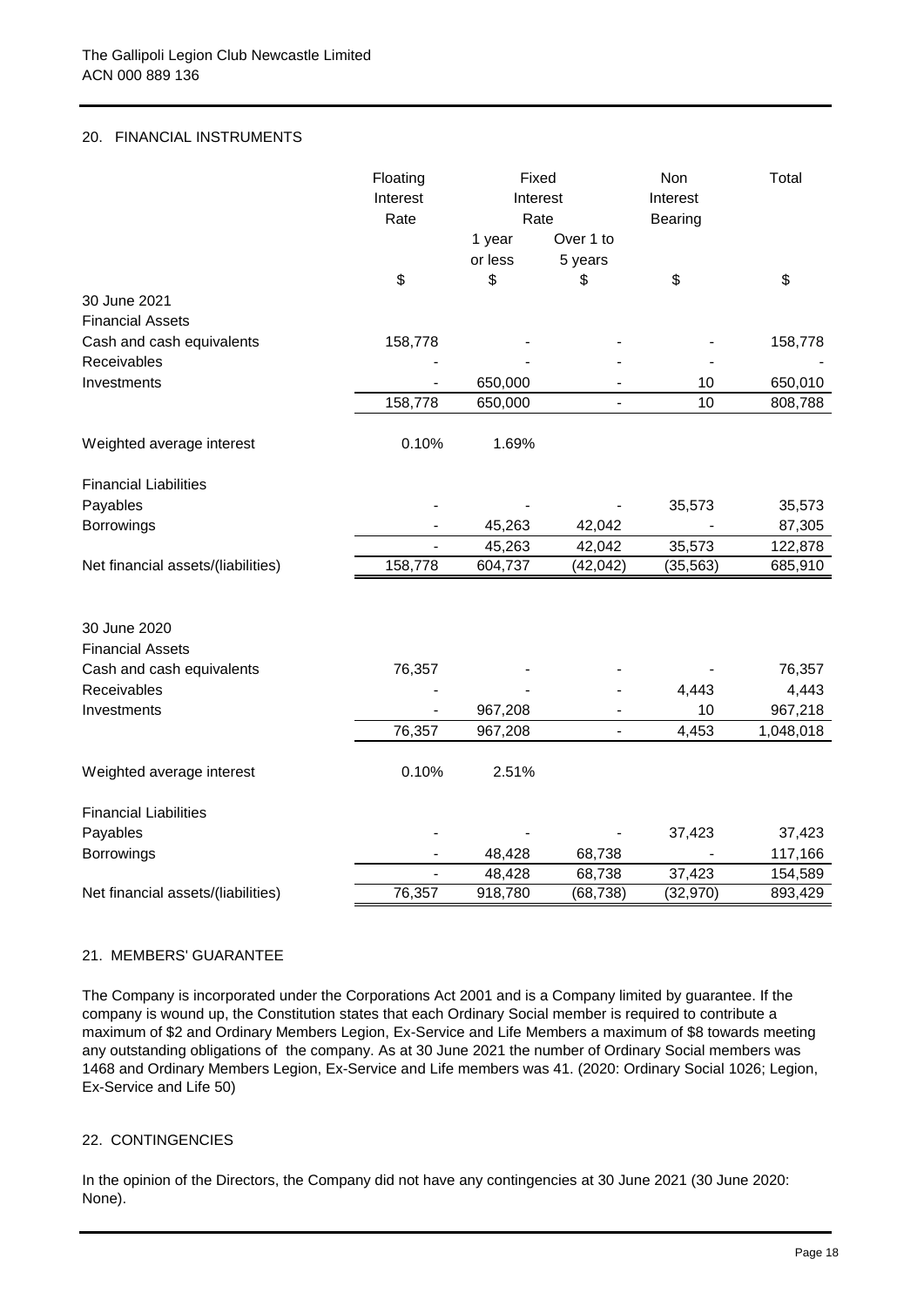The Gallipoli Legion Club Newcastle Limited
ACN 000 889 136

## 20. FINANCIAL INSTRUMENTS

| | Floating Interest Rate | Fixed Interest Rate | | Non Interest Bearing | Total |
|---|---|---|---|---|---|
| | | 1 year or less | Over 1 to 5 years | | |
| | $ | $ | $ | $ | $ |
| **30 June 2021** | | | | | |
| Financial Assets | | | | | |
| Cash and cash equivalents | 158,778 | - | - | - | 158,778 |
| Receivables | - | - | - | - | - |
| Investments | - | 650,000 | - | 10 | 650,010 |
| | 158,778 | 650,000 | - | 10 | 808,788 |
| Weighted average interest | 0.10% | 1.69% | | | |
| Financial Liabilities | | | | | |
| Payables | - | - | - | 35,573 | 35,573 |
| Borrowings | - | 45,263 | 42,042 | - | 87,305 |
| | - | 45,263 | 42,042 | 35,573 | 122,878 |
| Net financial assets/(liabilities) | 158,778 | 604,737 | (42,042) | (35,563) | 685,910 |
| **30 June 2020** | | | | | |
| Financial Assets | | | | | |
| Cash and cash equivalents | 76,357 | - | - | - | 76,357 |
| Receivables | - | - | - | 4,443 | 4,443 |
| Investments | - | 967,208 | - | 10 | 967,218 |
| | 76,357 | 967,208 | - | 4,453 | 1,048,018 |
| Weighted average interest | 0.10% | 2.51% | | | |
| Financial Liabilities | | | | | |
| Payables | - | - | - | 37,423 | 37,423 |
| Borrowings | - | 48,428 | 68,738 | - | 117,166 |
| | - | 48,428 | 68,738 | 37,423 | 154,589 |
| Net financial assets/(liabilities) | 76,357 | 918,780 | (68,738) | (32,970) | 893,429 |

## 21. MEMBERS' GUARANTEE

The Company is incorporated under the Corporations Act 2001 and is a Company limited by guarantee. If the company is wound up, the Constitution states that each Ordinary Social member is required to contribute a maximum of $2 and Ordinary Members Legion, Ex-Service and Life Members a maximum of $8 towards meeting any outstanding obligations of the company. As at 30 June 2021 the number of Ordinary Social members was 1468 and Ordinary Members Legion, Ex-Service and Life members was 41. (2020: Ordinary Social 1026; Legion, Ex-Service and Life 50)

## 22. CONTINGENCIES

In the opinion of the Directors, the Company did not have any contingencies at 30 June 2021 (30 June 2020: None).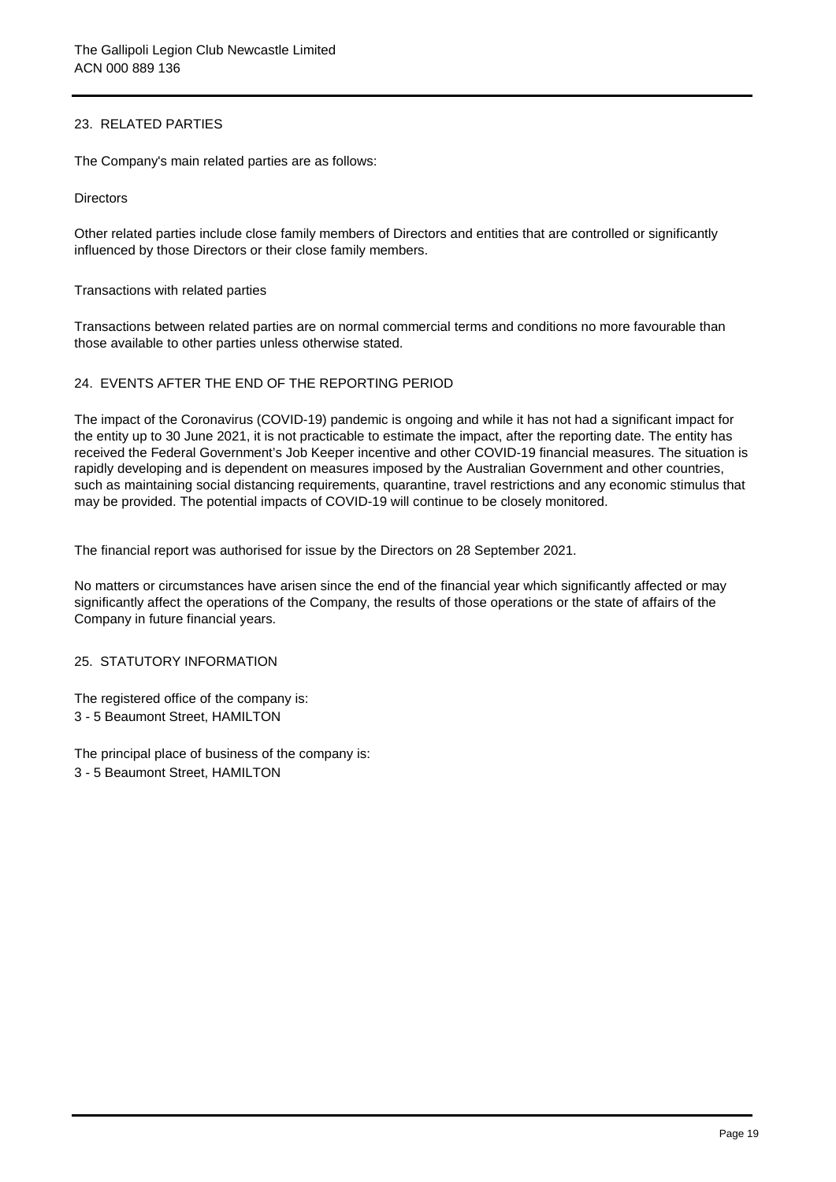## 23. RELATED PARTIES

The Company's main related parties are as follows:

Directors

Other related parties include close family members of Directors and entities that are controlled or significantly influenced by those Directors or their close family members.

Transactions with related parties

Transactions between related parties are on normal commercial terms and conditions no more favourable than those available to other parties unless otherwise stated.

## 24. EVENTS AFTER THE END OF THE REPORTING PERIOD

The impact of the Coronavirus (COVID-19) pandemic is ongoing and while it has not had a significant impact for the entity up to 30 June 2021, it is not practicable to estimate the impact, after the reporting date. The entity has received the Federal Government's Job Keeper incentive and other COVID-19 financial measures. The situation is rapidly developing and is dependent on measures imposed by the Australian Government and other countries, such as maintaining social distancing requirements, quarantine, travel restrictions and any economic stimulus that may be provided. The potential impacts of COVID-19 will continue to be closely monitored.

The financial report was authorised for issue by the Directors on 28 September 2021.

No matters or circumstances have arisen since the end of the financial year which significantly affected or may significantly affect the operations of the Company, the results of those operations or the state of affairs of the Company in future financial years.

## 25. STATUTORY INFORMATION

The registered office of the company is:
3 - 5 Beaumont Street, HAMILTON

The principal place of business of the company is:
3 - 5 Beaumont Street, HAMILTON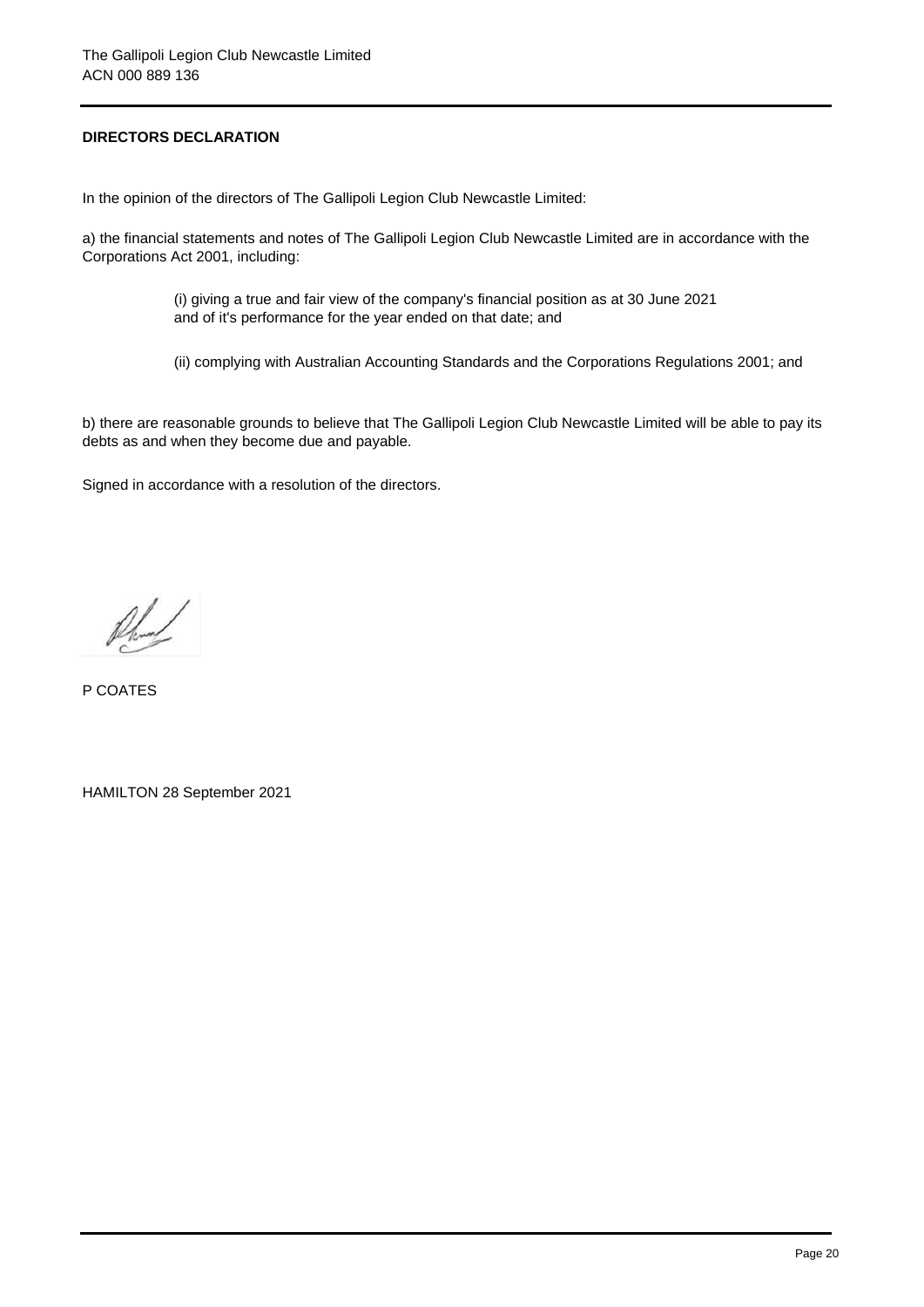## DIRECTORS DECLARATION

In the opinion of the directors of The Gallipoli Legion Club Newcastle Limited:

a) the financial statements and notes of The Gallipoli Legion Club Newcastle Limited are in accordance with the Corporations Act 2001, including:

(i) giving a true and fair view of the company's financial position as at 30 June 2021 and of it's performance for the year ended on that date; and

(ii) complying with Australian Accounting Standards and the Corporations Regulations 2001; and

b) there are reasonable grounds to believe that The Gallipoli Legion Club Newcastle Limited will be able to pay its debts as and when they become due and payable.

Signed in accordance with a resolution of the directors.

P COATES

HAMILTON 28 September 2021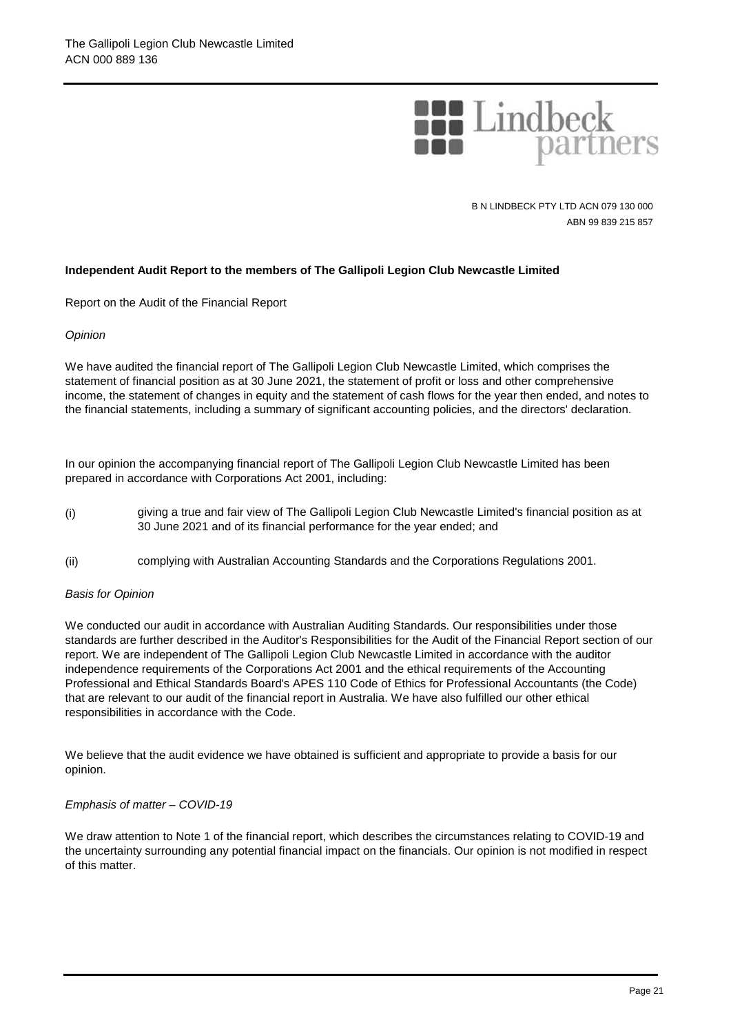Lindbeck partners

B N LINDBECK PTY LTD ACN 079 130 000
ABN 99 839 215 857

**Independent Audit Report to the members of The Gallipoli Legion Club Newcastle Limited**

Report on the Audit of the Financial Report

*Opinion*

We have audited the financial report of The Gallipoli Legion Club Newcastle Limited, which comprises the statement of financial position as at 30 June 2021, the statement of profit or loss and other comprehensive income, the statement of changes in equity and the statement of cash flows for the year then ended, and notes to the financial statements, including a summary of significant accounting policies, and the directors' declaration.

In our opinion the accompanying financial report of The Gallipoli Legion Club Newcastle Limited has been prepared in accordance with Corporations Act 2001, including:

(i) giving a true and fair view of The Gallipoli Legion Club Newcastle Limited's financial position as at 30 June 2021 and of its financial performance for the year ended; and

(ii) complying with Australian Accounting Standards and the Corporations Regulations 2001.

*Basis for Opinion*

We conducted our audit in accordance with Australian Auditing Standards. Our responsibilities under those standards are further described in the Auditor's Responsibilities for the Audit of the Financial Report section of our report. We are independent of The Gallipoli Legion Club Newcastle Limited in accordance with the auditor independence requirements of the Corporations Act 2001 and the ethical requirements of the Accounting Professional and Ethical Standards Board's APES 110 Code of Ethics for Professional Accountants (the Code) that are relevant to our audit of the financial report in Australia. We have also fulfilled our other ethical responsibilities in accordance with the Code.

We believe that the audit evidence we have obtained is sufficient and appropriate to provide a basis for our opinion.

*Emphasis of matter – COVID-19*

We draw attention to Note 1 of the financial report, which describes the circumstances relating to COVID-19 and the uncertainty surrounding any potential financial impact on the financials. Our opinion is not modified in respect of this matter.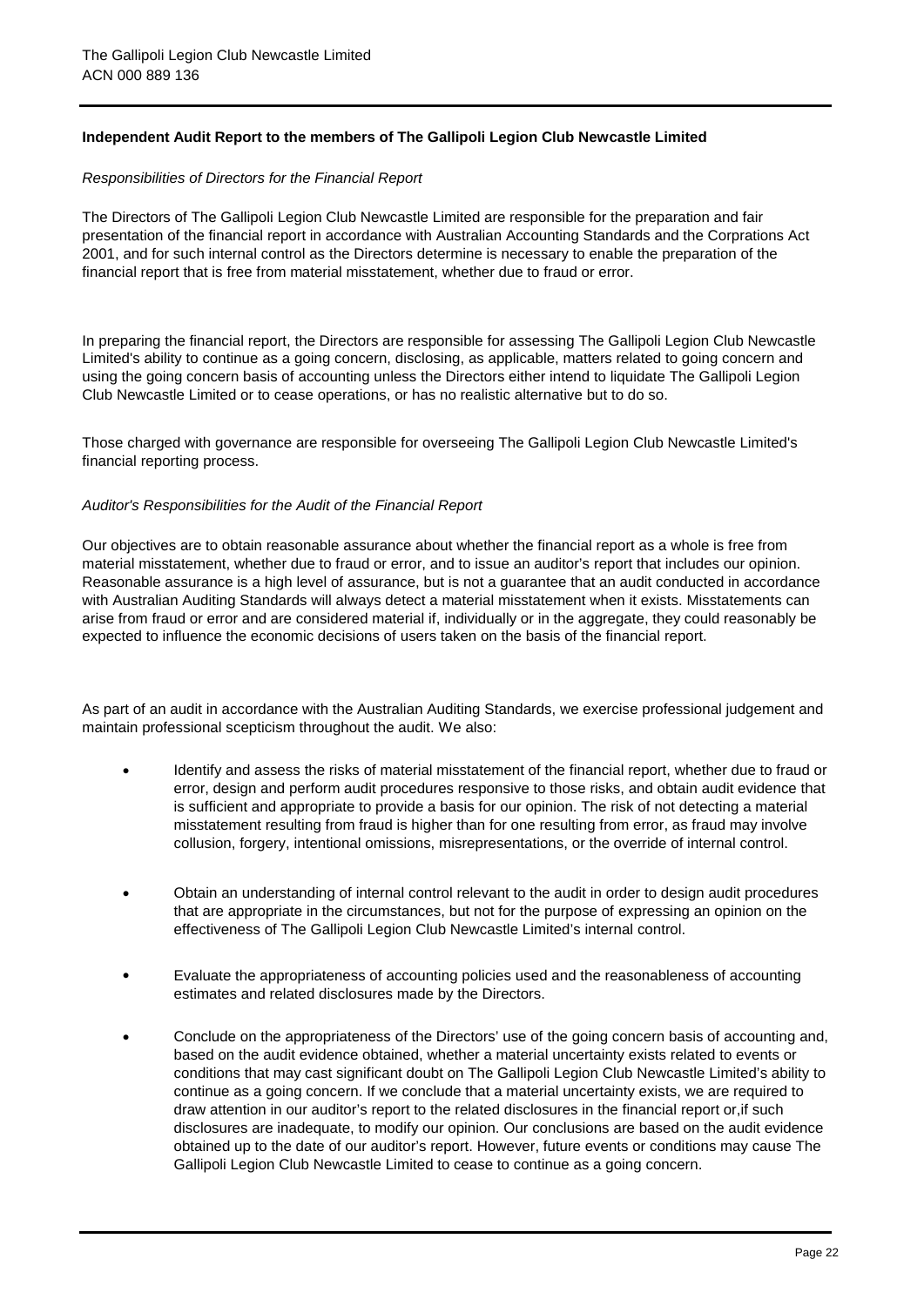**Independent Audit Report to the members of The Gallipoli Legion Club Newcastle Limited**

*Responsibilities of Directors for the Financial Report*

The Directors of The Gallipoli Legion Club Newcastle Limited are responsible for the preparation and fair presentation of the financial report in accordance with Australian Accounting Standards and the Corprations Act 2001, and for such internal control as the Directors determine is necessary to enable the preparation of the financial report that is free from material misstatement, whether due to fraud or error.

In preparing the financial report, the Directors are responsible for assessing The Gallipoli Legion Club Newcastle Limited's ability to continue as a going concern, disclosing, as applicable, matters related to going concern and using the going concern basis of accounting unless the Directors either intend to liquidate The Gallipoli Legion Club Newcastle Limited or to cease operations, or has no realistic alternative but to do so.

Those charged with governance are responsible for overseeing The Gallipoli Legion Club Newcastle Limited's financial reporting process.

*Auditor's Responsibilities for the Audit of the Financial Report*

Our objectives are to obtain reasonable assurance about whether the financial report as a whole is free from material misstatement, whether due to fraud or error, and to issue an auditor's report that includes our opinion. Reasonable assurance is a high level of assurance, but is not a guarantee that an audit conducted in accordance with Australian Auditing Standards will always detect a material misstatement when it exists. Misstatements can arise from fraud or error and are considered material if, individually or in the aggregate, they could reasonably be expected to influence the economic decisions of users taken on the basis of the financial report.

As part of an audit in accordance with the Australian Auditing Standards, we exercise professional judgement and maintain professional scepticism throughout the audit. We also:

- Identify and assess the risks of material misstatement of the financial report, whether due to fraud or error, design and perform audit procedures responsive to those risks, and obtain audit evidence that is sufficient and appropriate to provide a basis for our opinion. The risk of not detecting a material misstatement resulting from fraud is higher than for one resulting from error, as fraud may involve collusion, forgery, intentional omissions, misrepresentations, or the override of internal control.

- Obtain an understanding of internal control relevant to the audit in order to design audit procedures that are appropriate in the circumstances, but not for the purpose of expressing an opinion on the effectiveness of The Gallipoli Legion Club Newcastle Limited's internal control.

- Evaluate the appropriateness of accounting policies used and the reasonableness of accounting estimates and related disclosures made by the Directors.

- Conclude on the appropriateness of the Directors' use of the going concern basis of accounting and, based on the audit evidence obtained, whether a material uncertainty exists related to events or conditions that may cast significant doubt on The Gallipoli Legion Club Newcastle Limited's ability to continue as a going concern. If we conclude that a material uncertainty exists, we are required to draw attention in our auditor's report to the related disclosures in the financial report or,if such disclosures are inadequate, to modify our opinion. Our conclusions are based on the audit evidence obtained up to the date of our auditor's report. However, future events or conditions may cause The Gallipoli Legion Club Newcastle Limited to cease to continue as a going concern.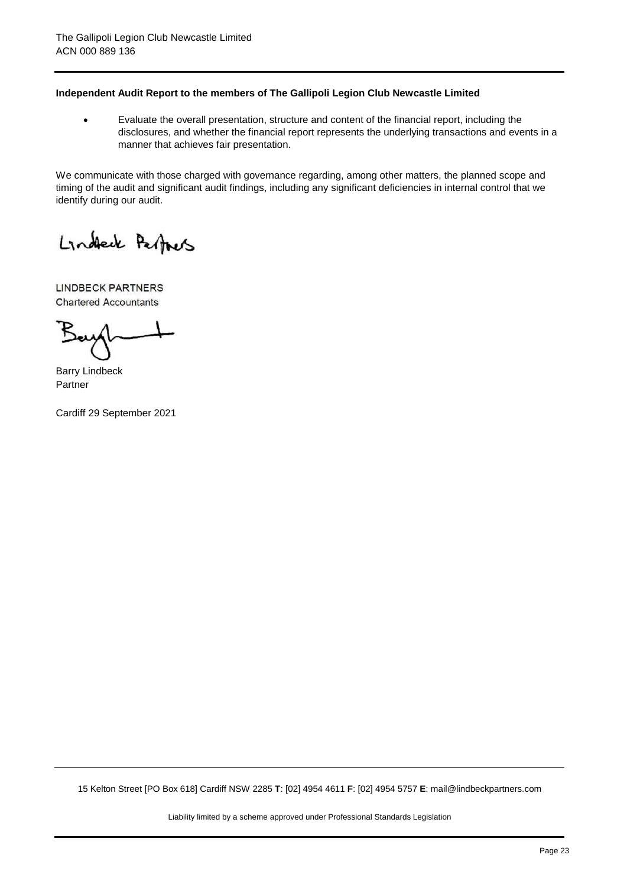**Independent Audit Report to the members of The Gallipoli Legion Club Newcastle Limited**

- Evaluate the overall presentation, structure and content of the financial report, including the disclosures, and whether the financial report represents the underlying transactions and events in a manner that achieves fair presentation.

We communicate with those charged with governance regarding, among other matters, the planned scope and timing of the audit and significant audit findings, including any significant deficiencies in internal control that we identify during our audit.

LINDBECK PARTNERS
Chartered Accountants

Barry Lindbeck
Partner

Cardiff 29 September 2021

15 Kelton Street [PO Box 618] Cardiff NSW 2285 **T**: [02] 4954 4611 **F**: [02] 4954 5757 **E**: mail@lindbeckpartners.com

Liability limited by a scheme approved under Professional Standards Legislation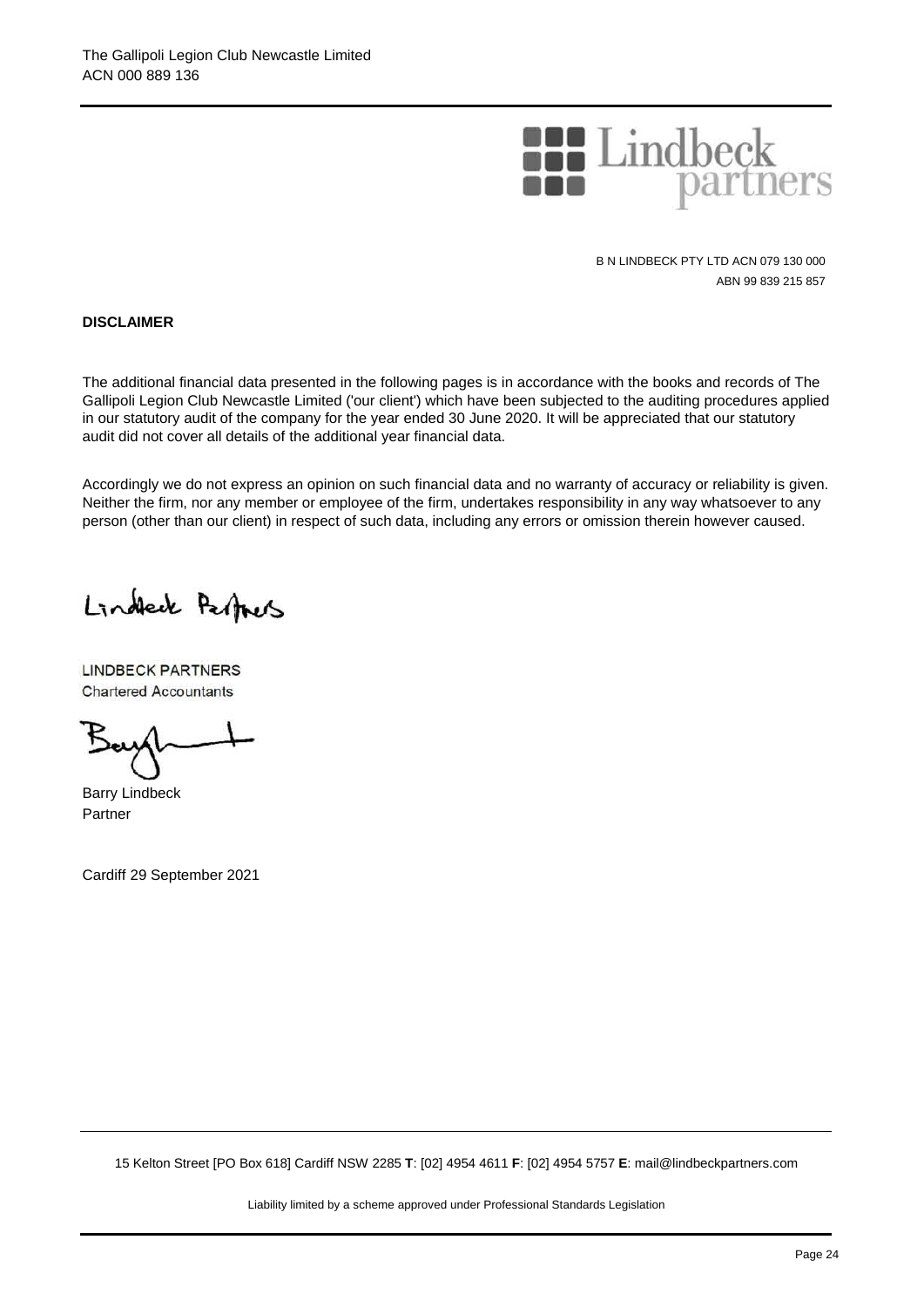The Gallipoli Legion Club Newcastle Limited
ACN 000 889 136

Lindbeck partners

B N LINDBECK PTY LTD ACN 079 130 000
ABN 99 839 215 857

**DISCLAIMER**

The additional financial data presented in the following pages is in accordance with the books and records of The Gallipoli Legion Club Newcastle Limited ('our client') which have been subjected to the auditing procedures applied in our statutory audit of the company for the year ended 30 June 2020. It will be appreciated that our statutory audit did not cover all details of the additional year financial data.

Accordingly we do not express an opinion on such financial data and no warranty of accuracy or reliability is given. Neither the firm, nor any member or employee of the firm, undertakes responsibility in any way whatsoever to any person (other than our client) in respect of such data, including any errors or omission therein however caused.

LINDBECK PARTNERS
Chartered Accountants

Barry Lindbeck
Partner

Cardiff 29 September 2021

15 Kelton Street [PO Box 618] Cardiff NSW 2285 **T**: [02] 4954 4611 **F**: [02] 4954 5757 **E**: mail@lindbeckpartners.com

Liability limited by a scheme approved under Professional Standards Legislation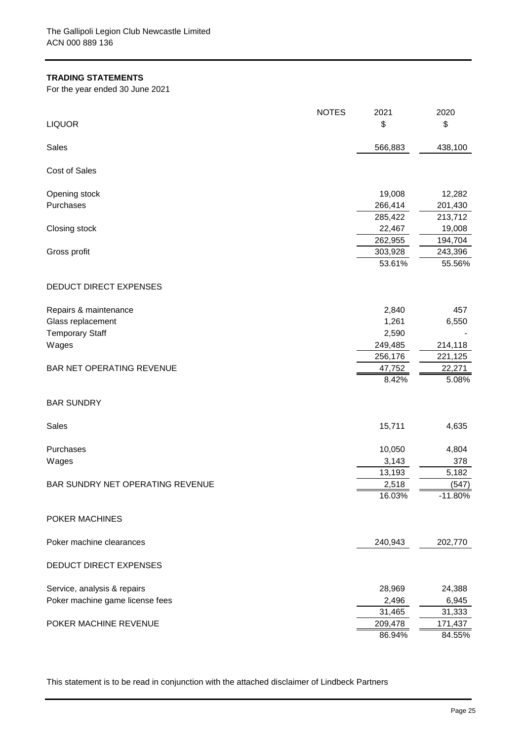The Gallipoli Legion Club Newcastle Limited
ACN 000 889 136

## TRADING STATEMENTS

For the year ended 30 June 2021

| | NOTES | 2021 | 2020 |
|---|---|---|---|
| LIQUOR | | $ | $ |
| Sales | | 566,883 | 438,100 |
| Cost of Sales | | | |
| Opening stock | | 19,008 | 12,282 |
| Purchases | | 266,414 | 201,430 |
| | | 285,422 | 213,712 |
| Closing stock | | 22,467 | 19,008 |
| | | 262,955 | 194,704 |
| Gross profit | | 303,928 | 243,396 |
| | | 53.61% | 55.56% |
| DEDUCT DIRECT EXPENSES | | | |
| Repairs & maintenance | | 2,840 | 457 |
| Glass replacement | | 1,261 | 6,550 |
| Temporary Staff | | 2,590 | - |
| Wages | | 249,485 | 214,118 |
| | | 256,176 | 221,125 |
| BAR NET OPERATING REVENUE | | 47,752 | 22,271 |
| | | 8.42% | 5.08% |
| BAR SUNDRY | | | |
| Sales | | 15,711 | 4,635 |
| Purchases | | 10,050 | 4,804 |
| Wages | | 3,143 | 378 |
| | | 13,193 | 5,182 |
| BAR SUNDRY NET OPERATING REVENUE | | 2,518 | (547) |
| | | 16.03% | -11.80% |
| POKER MACHINES | | | |
| Poker machine clearances | | 240,943 | 202,770 |
| DEDUCT DIRECT EXPENSES | | | |
| Service, analysis & repairs | | 28,969 | 24,388 |
| Poker machine game license fees | | 2,496 | 6,945 |
| | | 31,465 | 31,333 |
| POKER MACHINE REVENUE | | 209,478 | 171,437 |
| | | 86.94% | 84.55% |

This statement is to be read in conjunction with the attached disclaimer of Lindbeck Partners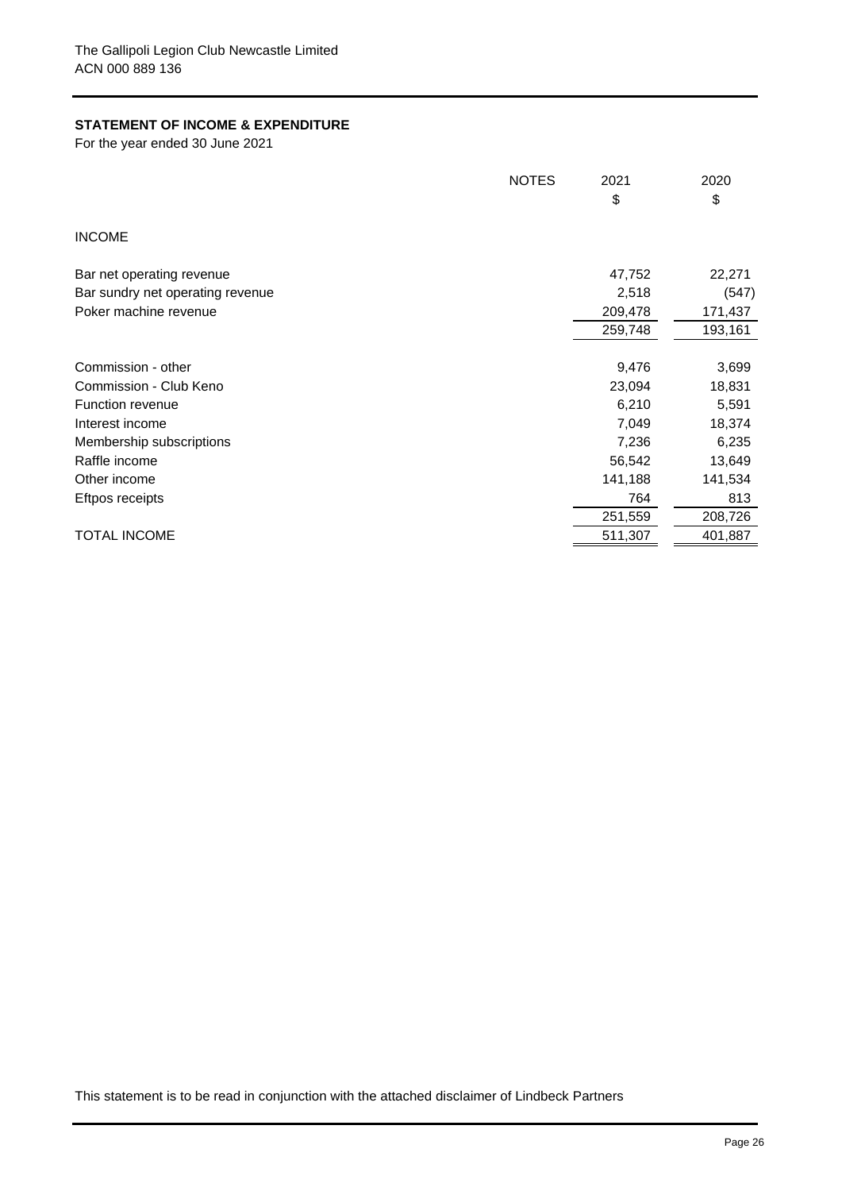The Gallipoli Legion Club Newcastle Limited
ACN 000 889 136

## STATEMENT OF INCOME & EXPENDITURE

For the year ended 30 June 2021

| | NOTES | 2021 $ | 2020 $ |
|---|---|---|---|
| INCOME | | | |
| Bar net operating revenue | | 47,752 | 22,271 |
| Bar sundry net operating revenue | | 2,518 | (547) |
| Poker machine revenue | | 209,478 | 171,437 |
| | | 259,748 | 193,161 |
| Commission - other | | 9,476 | 3,699 |
| Commission - Club Keno | | 23,094 | 18,831 |
| Function revenue | | 6,210 | 5,591 |
| Interest income | | 7,049 | 18,374 |
| Membership subscriptions | | 7,236 | 6,235 |
| Raffle income | | 56,542 | 13,649 |
| Other income | | 141,188 | 141,534 |
| Eftpos receipts | | 764 | 813 |
| | | 251,559 | 208,726 |
| TOTAL INCOME | | 511,307 | 401,887 |

This statement is to be read in conjunction with the attached disclaimer of Lindbeck Partners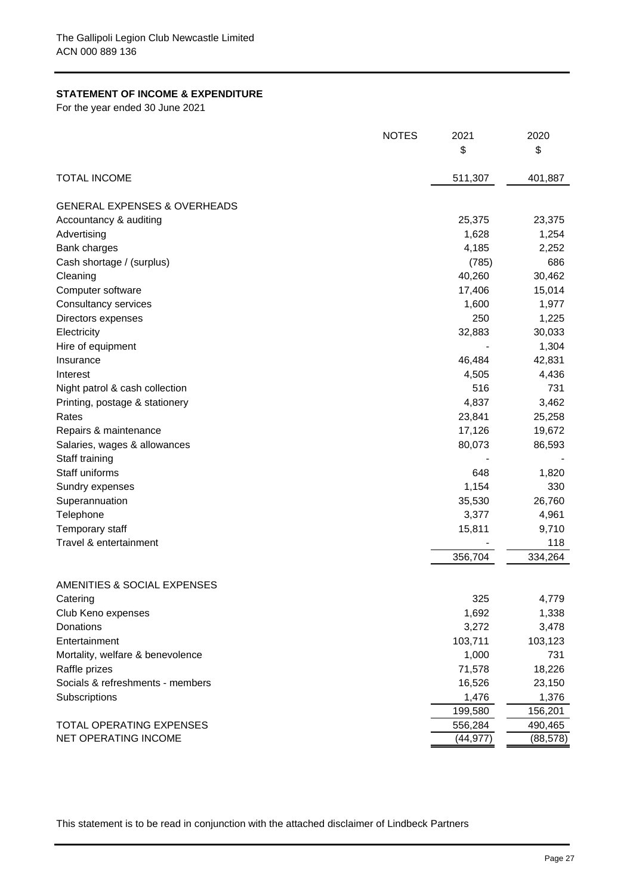The Gallipoli Legion Club Newcastle Limited
ACN 000 889 136

## STATEMENT OF INCOME & EXPENDITURE

For the year ended 30 June 2021

| | NOTES | 2021 $ | 2020 $ |
|---|---|---|---|
| TOTAL INCOME | | 511,307 | 401,887 |
| **GENERAL EXPENSES & OVERHEADS** | | | |
| Accountancy & auditing | | 25,375 | 23,375 |
| Advertising | | 1,628 | 1,254 |
| Bank charges | | 4,185 | 2,252 |
| Cash shortage / (surplus) | | (785) | 686 |
| Cleaning | | 40,260 | 30,462 |
| Computer software | | 17,406 | 15,014 |
| Consultancy services | | 1,600 | 1,977 |
| Directors expenses | | 250 | 1,225 |
| Electricity | | 32,883 | 30,033 |
| Hire of equipment | | - | 1,304 |
| Insurance | | 46,484 | 42,831 |
| Interest | | 4,505 | 4,436 |
| Night patrol & cash collection | | 516 | 731 |
| Printing, postage & stationery | | 4,837 | 3,462 |
| Rates | | 23,841 | 25,258 |
| Repairs & maintenance | | 17,126 | 19,672 |
| Salaries, wages & allowances | | 80,073 | 86,593 |
| Staff training | | - | - |
| Staff uniforms | | 648 | 1,820 |
| Sundry expenses | | 1,154 | 330 |
| Superannuation | | 35,530 | 26,760 |
| Telephone | | 3,377 | 4,961 |
| Temporary staff | | 15,811 | 9,710 |
| Travel & entertainment | | - | 118 |
| | | 356,704 | 334,264 |
| **AMENITIES & SOCIAL EXPENSES** | | | |
| Catering | | 325 | 4,779 |
| Club Keno expenses | | 1,692 | 1,338 |
| Donations | | 3,272 | 3,478 |
| Entertainment | | 103,711 | 103,123 |
| Mortality, welfare & benevolence | | 1,000 | 731 |
| Raffle prizes | | 71,578 | 18,226 |
| Socials & refreshments - members | | 16,526 | 23,150 |
| Subscriptions | | 1,476 | 1,376 |
| | | 199,580 | 156,201 |
| TOTAL OPERATING EXPENSES | | 556,284 | 490,465 |
| NET OPERATING INCOME | | (44,977) | (88,578) |

This statement is to be read in conjunction with the attached disclaimer of Lindbeck Partners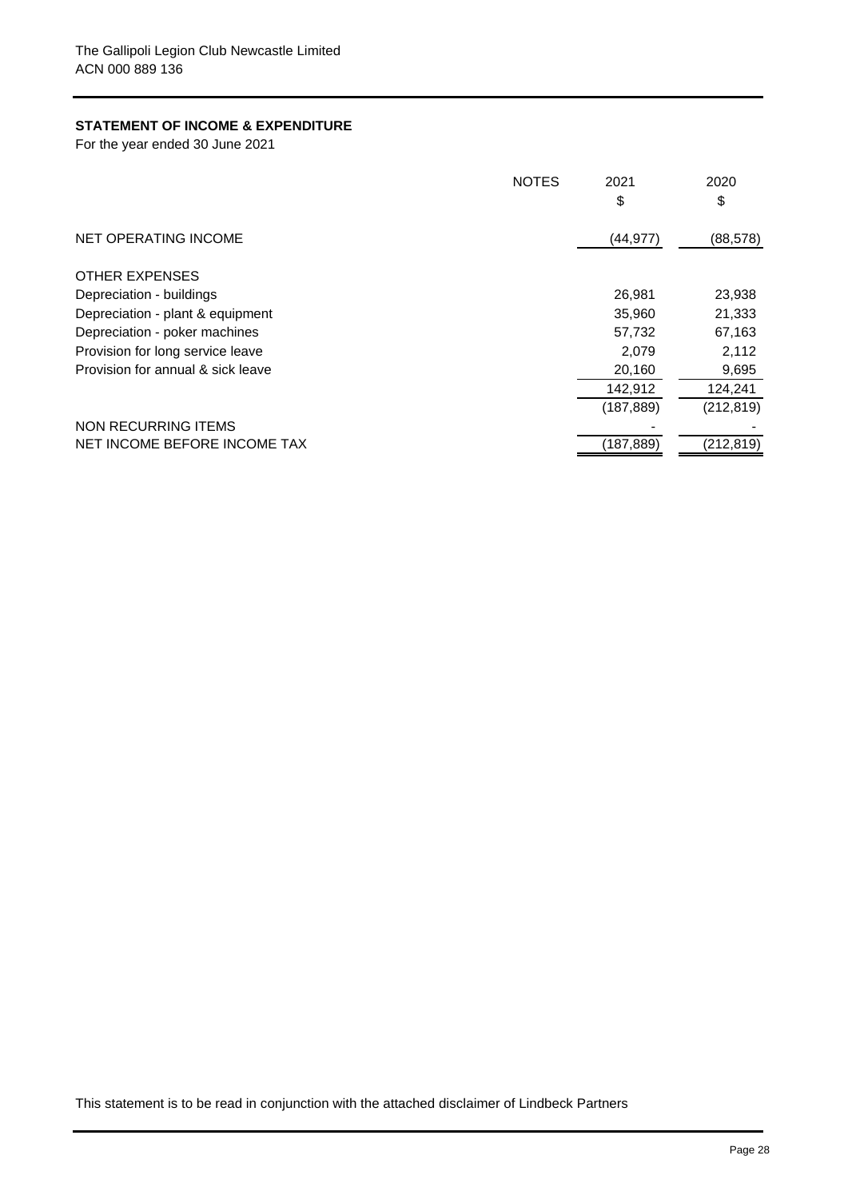The Gallipoli Legion Club Newcastle Limited
ACN 000 889 136

**STATEMENT OF INCOME & EXPENDITURE**
For the year ended 30 June 2021

| | NOTES | 2021 | 2020 |
|---|---|---|---|
| | | $ | $ |
| NET OPERATING INCOME | | (44,977) | (88,578) |
| OTHER EXPENSES | | | |
| Depreciation - buildings | | 26,981 | 23,938 |
| Depreciation - plant & equipment | | 35,960 | 21,333 |
| Depreciation - poker machines | | 57,732 | 67,163 |
| Provision for long service leave | | 2,079 | 2,112 |
| Provision for annual & sick leave | | 20,160 | 9,695 |
| | | 142,912 | 124,241 |
| | | (187,889) | (212,819) |
| NON RECURRING ITEMS | | - | - |
| NET INCOME BEFORE INCOME TAX | | (187,889) | (212,819) |

This statement is to be read in conjunction with the attached disclaimer of Lindbeck Partners